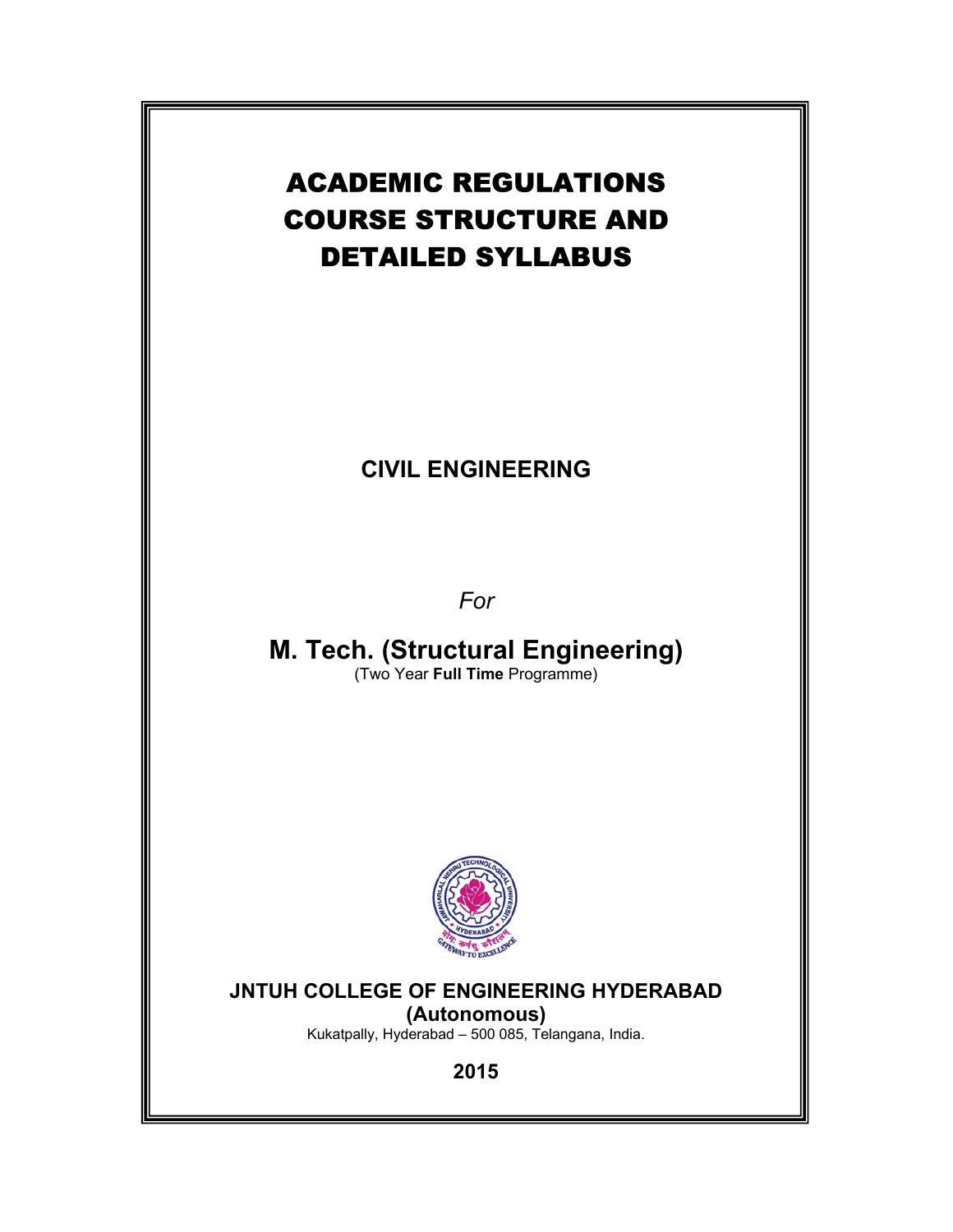# ACADEMIC REGULATIONS COURSE STRUCTURE AND DETAILED SYLLABUS

## CIVIL ENGINEERING

*For*

## M. Tech. (Structural Engineering)

(Two Year **Full Time** Programme)

**JNTUH COLLEGE OF ENGINEERING HYDERABAD**
**(Autonomous)**

Kukatpally, Hyderabad – 500 085, Telangana, India.

**2015**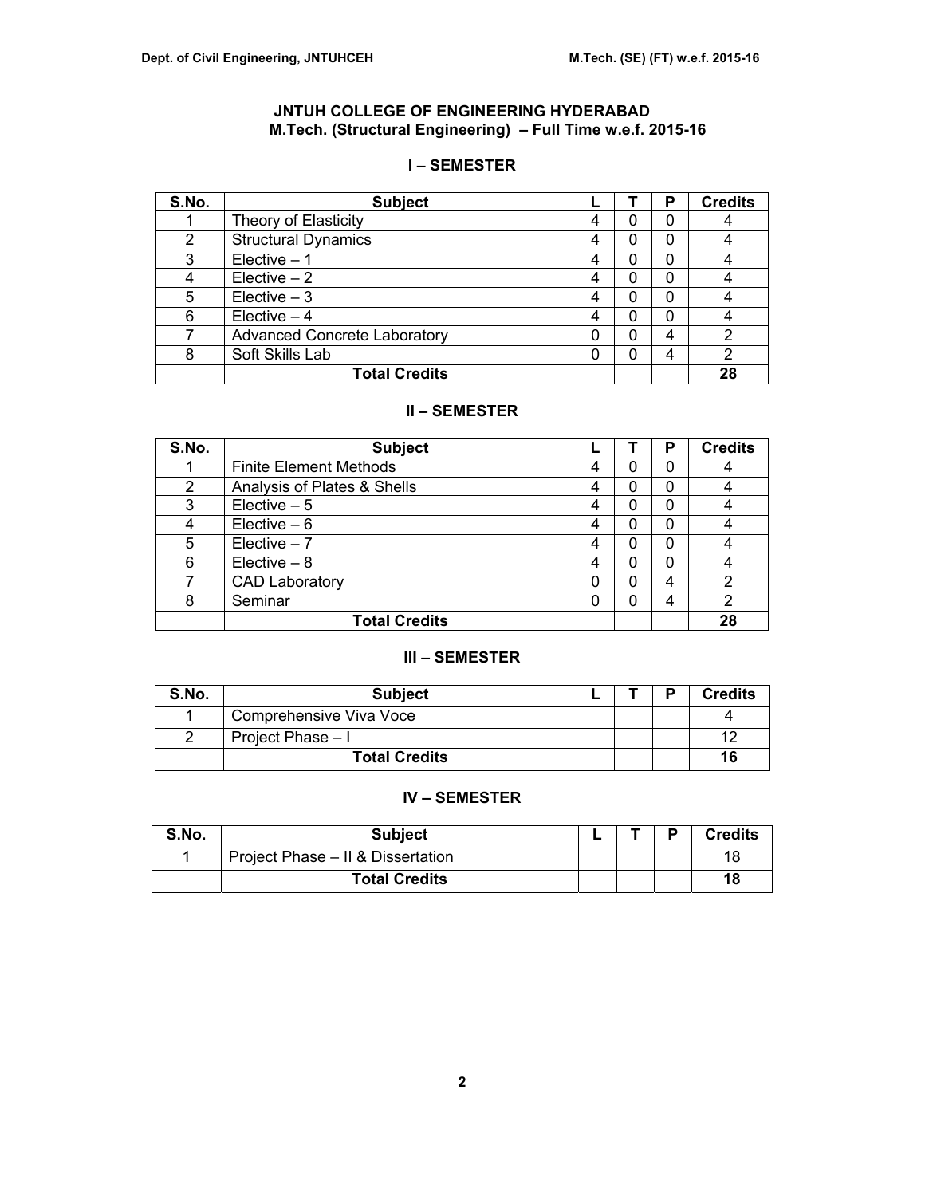# JNTUH COLLEGE OF ENGINEERING HYDERABAD
## M.Tech. (Structural Engineering) – Full Time w.e.f. 2015-16

### I – SEMESTER

| S.No. | Subject | L | T | P | Credits |
|---|---|---|---|---|---|
| 1 | Theory of Elasticity | 4 | 0 | 0 | 4 |
| 2 | Structural Dynamics | 4 | 0 | 0 | 4 |
| 3 | Elective – 1 | 4 | 0 | 0 | 4 |
| 4 | Elective – 2 | 4 | 0 | 0 | 4 |
| 5 | Elective – 3 | 4 | 0 | 0 | 4 |
| 6 | Elective – 4 | 4 | 0 | 0 | 4 |
| 7 | Advanced Concrete Laboratory | 0 | 0 | 4 | 2 |
| 8 | Soft Skills Lab | 0 | 0 | 4 | 2 |
| | **Total Credits** | | | | **28** |

### II – SEMESTER

| S.No. | Subject | L | T | P | Credits |
|---|---|---|---|---|---|
| 1 | Finite Element Methods | 4 | 0 | 0 | 4 |
| 2 | Analysis of Plates & Shells | 4 | 0 | 0 | 4 |
| 3 | Elective – 5 | 4 | 0 | 0 | 4 |
| 4 | Elective – 6 | 4 | 0 | 0 | 4 |
| 5 | Elective – 7 | 4 | 0 | 0 | 4 |
| 6 | Elective – 8 | 4 | 0 | 0 | 4 |
| 7 | CAD Laboratory | 0 | 0 | 4 | 2 |
| 8 | Seminar | 0 | 0 | 4 | 2 |
| | **Total Credits** | | | | **28** |

### III – SEMESTER

| S.No. | Subject | L | T | P | Credits |
|---|---|---|---|---|---|
| 1 | Comprehensive Viva Voce | | | | 4 |
| 2 | Project Phase – I | | | | 12 |
| | **Total Credits** | | | | **16** |

### IV – SEMESTER

| S.No. | Subject | L | T | P | Credits |
|---|---|---|---|---|---|
| 1 | Project Phase – II & Dissertation | | | | 18 |
| | **Total Credits** | | | | **18** |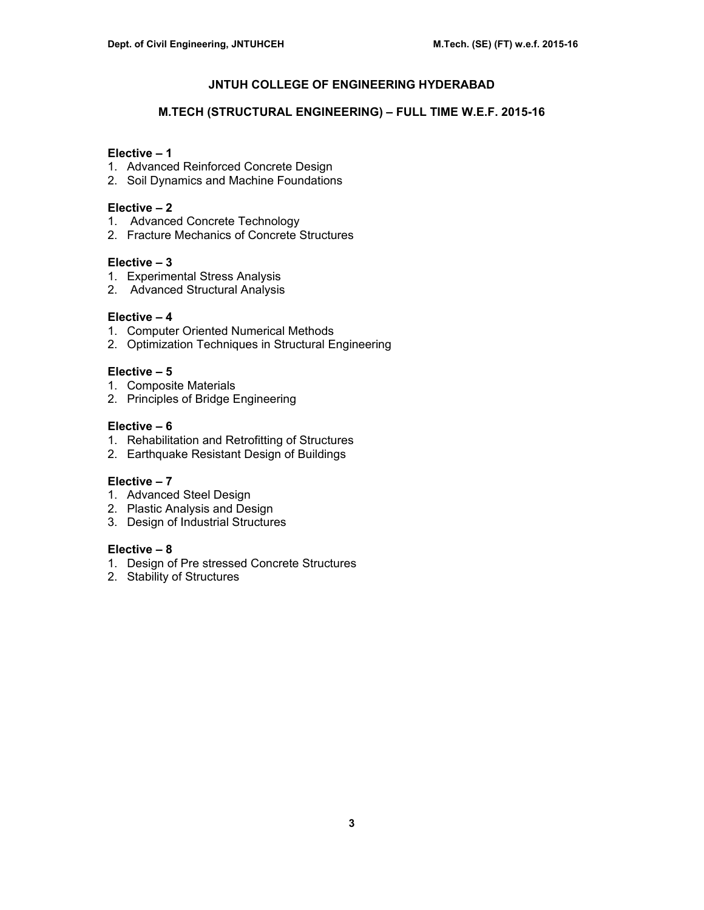# JNTUH COLLEGE OF ENGINEERING HYDERABAD

## M.TECH (STRUCTURAL ENGINEERING) – FULL TIME W.E.F. 2015-16

**Elective – 1**
1. Advanced Reinforced Concrete Design
2. Soil Dynamics and Machine Foundations

**Elective – 2**
1. Advanced Concrete Technology
2. Fracture Mechanics of Concrete Structures

**Elective – 3**
1. Experimental Stress Analysis
2. Advanced Structural Analysis

**Elective – 4**
1. Computer Oriented Numerical Methods
2. Optimization Techniques in Structural Engineering

**Elective – 5**
1. Composite Materials
2. Principles of Bridge Engineering

**Elective – 6**
1. Rehabilitation and Retrofitting of Structures
2. Earthquake Resistant Design of Buildings

**Elective – 7**
1. Advanced Steel Design
2. Plastic Analysis and Design
3. Design of Industrial Structures

**Elective – 8**
1. Design of Pre stressed Concrete Structures
2. Stability of Structures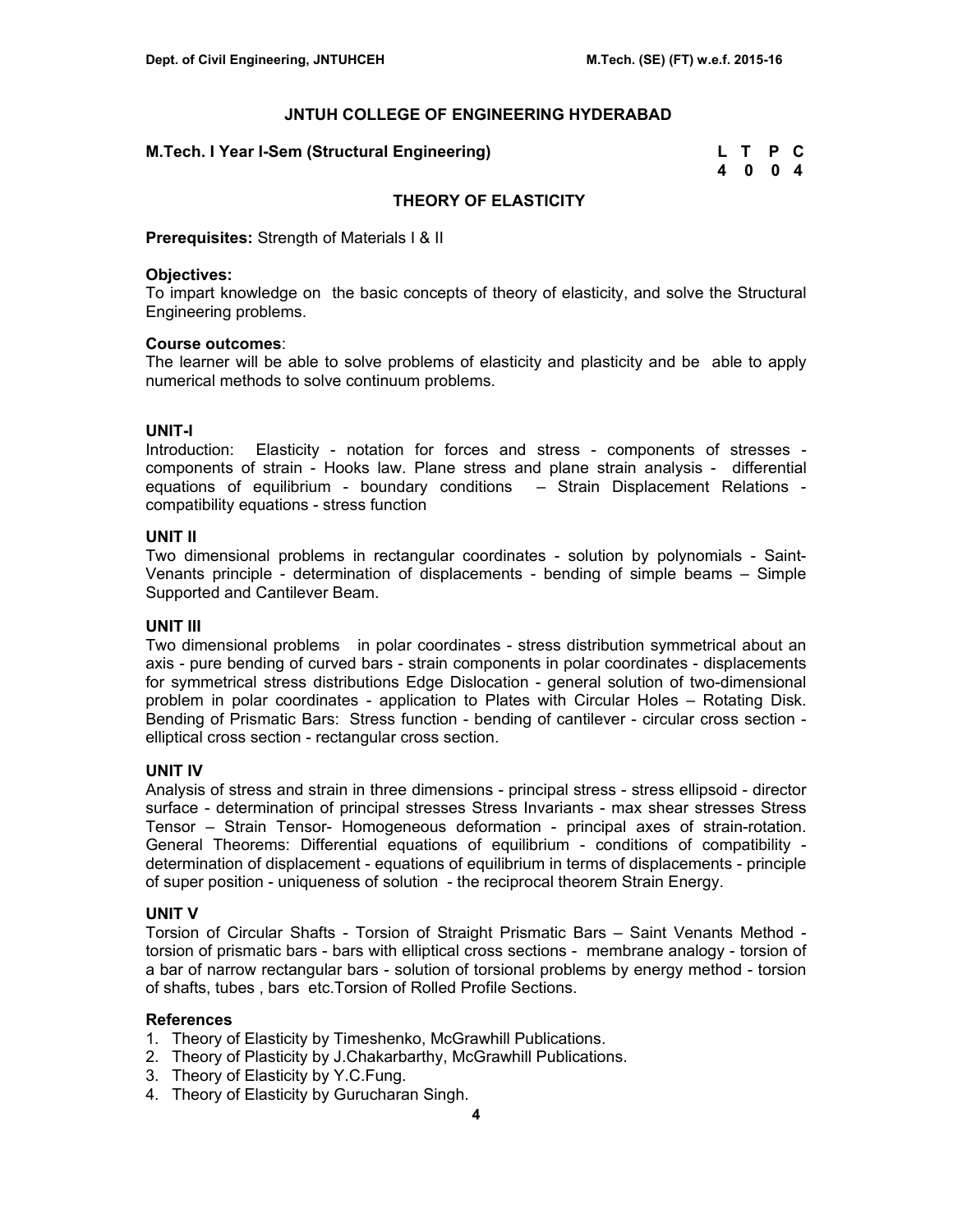# JNTUH COLLEGE OF ENGINEERING HYDERABAD

**M.Tech. I Year I-Sem (Structural Engineering)**

| L | T | P | C |
|---|---|---|---|
| 4 | 0 | 0 | 4 |

## THEORY OF ELASTICITY

**Prerequisites:** Strength of Materials I & II

**Objectives:**
To impart knowledge on the basic concepts of theory of elasticity, and solve the Structural Engineering problems.

**Course outcomes**:
The learner will be able to solve problems of elasticity and plasticity and be able to apply numerical methods to solve continuum problems.

### UNIT-I

Introduction: Elasticity - notation for forces and stress - components of stresses - components of strain - Hooks law. Plane stress and plane strain analysis - differential equations of equilibrium - boundary conditions – Strain Displacement Relations - compatibility equations - stress function

### UNIT II

Two dimensional problems in rectangular coordinates - solution by polynomials - Saint-Venants principle - determination of displacements - bending of simple beams – Simple Supported and Cantilever Beam.

### UNIT III

Two dimensional problems in polar coordinates - stress distribution symmetrical about an axis - pure bending of curved bars - strain components in polar coordinates - displacements for symmetrical stress distributions Edge Dislocation - general solution of two-dimensional problem in polar coordinates - application to Plates with Circular Holes – Rotating Disk. Bending of Prismatic Bars: Stress function - bending of cantilever - circular cross section - elliptical cross section - rectangular cross section.

### UNIT IV

Analysis of stress and strain in three dimensions - principal stress - stress ellipsoid - director surface - determination of principal stresses Stress Invariants - max shear stresses Stress Tensor – Strain Tensor- Homogeneous deformation - principal axes of strain-rotation. General Theorems: Differential equations of equilibrium - conditions of compatibility - determination of displacement - equations of equilibrium in terms of displacements - principle of super position - uniqueness of solution - the reciprocal theorem Strain Energy.

### UNIT V

Torsion of Circular Shafts - Torsion of Straight Prismatic Bars – Saint Venants Method - torsion of prismatic bars - bars with elliptical cross sections - membrane analogy - torsion of a bar of narrow rectangular bars - solution of torsional problems by energy method - torsion of shafts, tubes , bars etc.Torsion of Rolled Profile Sections.

### References

1. Theory of Elasticity by Timeshenko, McGrawhill Publications.
2. Theory of Plasticity by J.Chakarbarthy, McGrawhill Publications.
3. Theory of Elasticity by Y.C.Fung.
4. Theory of Elasticity by Gurucharan Singh.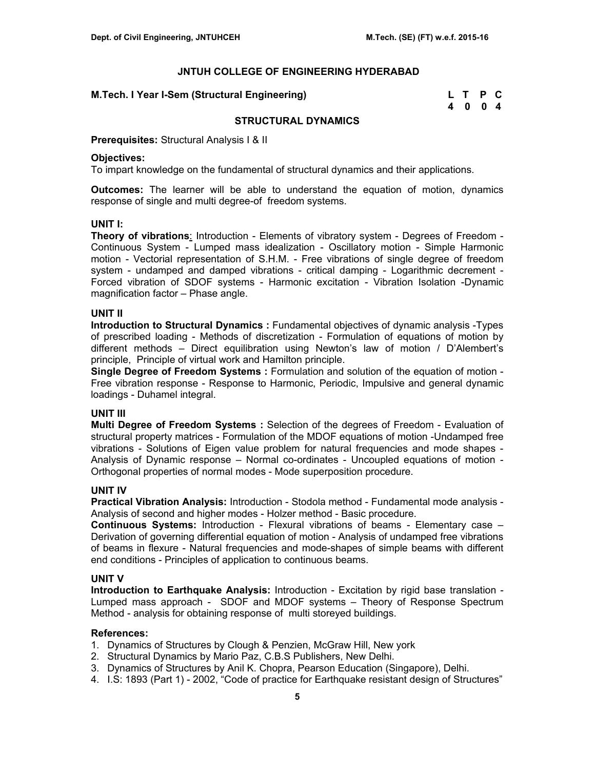## JNTUH COLLEGE OF ENGINEERING HYDERABAD

**M.Tech. I Year I-Sem (Structural Engineering)**

| L | T | P | C |
|---|---|---|---|
| 4 | 0 | 0 | 4 |

### STRUCTURAL DYNAMICS

**Prerequisites:** Structural Analysis I & II

**Objectives:**
To impart knowledge on the fundamental of structural dynamics and their applications.

**Outcomes:** The learner will be able to understand the equation of motion, dynamics response of single and multi degree-of freedom systems.

**UNIT I:**
**Theory of vibrations**: Introduction - Elements of vibratory system - Degrees of Freedom - Continuous System - Lumped mass idealization - Oscillatory motion - Simple Harmonic motion - Vectorial representation of S.H.M. - Free vibrations of single degree of freedom system - undamped and damped vibrations - critical damping - Logarithmic decrement - Forced vibration of SDOF systems - Harmonic excitation - Vibration Isolation -Dynamic magnification factor – Phase angle.

**UNIT II**
**Introduction to Structural Dynamics :** Fundamental objectives of dynamic analysis -Types of prescribed loading - Methods of discretization - Formulation of equations of motion by different methods – Direct equilibration using Newton's law of motion / D'Alembert's principle, Principle of virtual work and Hamilton principle.
**Single Degree of Freedom Systems :** Formulation and solution of the equation of motion - Free vibration response - Response to Harmonic, Periodic, Impulsive and general dynamic loadings - Duhamel integral.

**UNIT III**
**Multi Degree of Freedom Systems :** Selection of the degrees of Freedom - Evaluation of structural property matrices - Formulation of the MDOF equations of motion -Undamped free vibrations - Solutions of Eigen value problem for natural frequencies and mode shapes - Analysis of Dynamic response – Normal co-ordinates - Uncoupled equations of motion - Orthogonal properties of normal modes - Mode superposition procedure.

**UNIT IV**
**Practical Vibration Analysis:** Introduction - Stodola method - Fundamental mode analysis - Analysis of second and higher modes - Holzer method - Basic procedure.
**Continuous Systems:** Introduction - Flexural vibrations of beams - Elementary case – Derivation of governing differential equation of motion - Analysis of undamped free vibrations of beams in flexure - Natural frequencies and mode-shapes of simple beams with different end conditions - Principles of application to continuous beams.

**UNIT V**
**Introduction to Earthquake Analysis:** Introduction - Excitation by rigid base translation - Lumped mass approach - SDOF and MDOF systems – Theory of Response Spectrum Method - analysis for obtaining response of multi storeyed buildings.

**References:**
1. Dynamics of Structures by Clough & Penzien, McGraw Hill, New york
2. Structural Dynamics by Mario Paz, C.B.S Publishers, New Delhi.
3. Dynamics of Structures by Anil K. Chopra, Pearson Education (Singapore), Delhi.
4. I.S: 1893 (Part 1) - 2002, "Code of practice for Earthquake resistant design of Structures"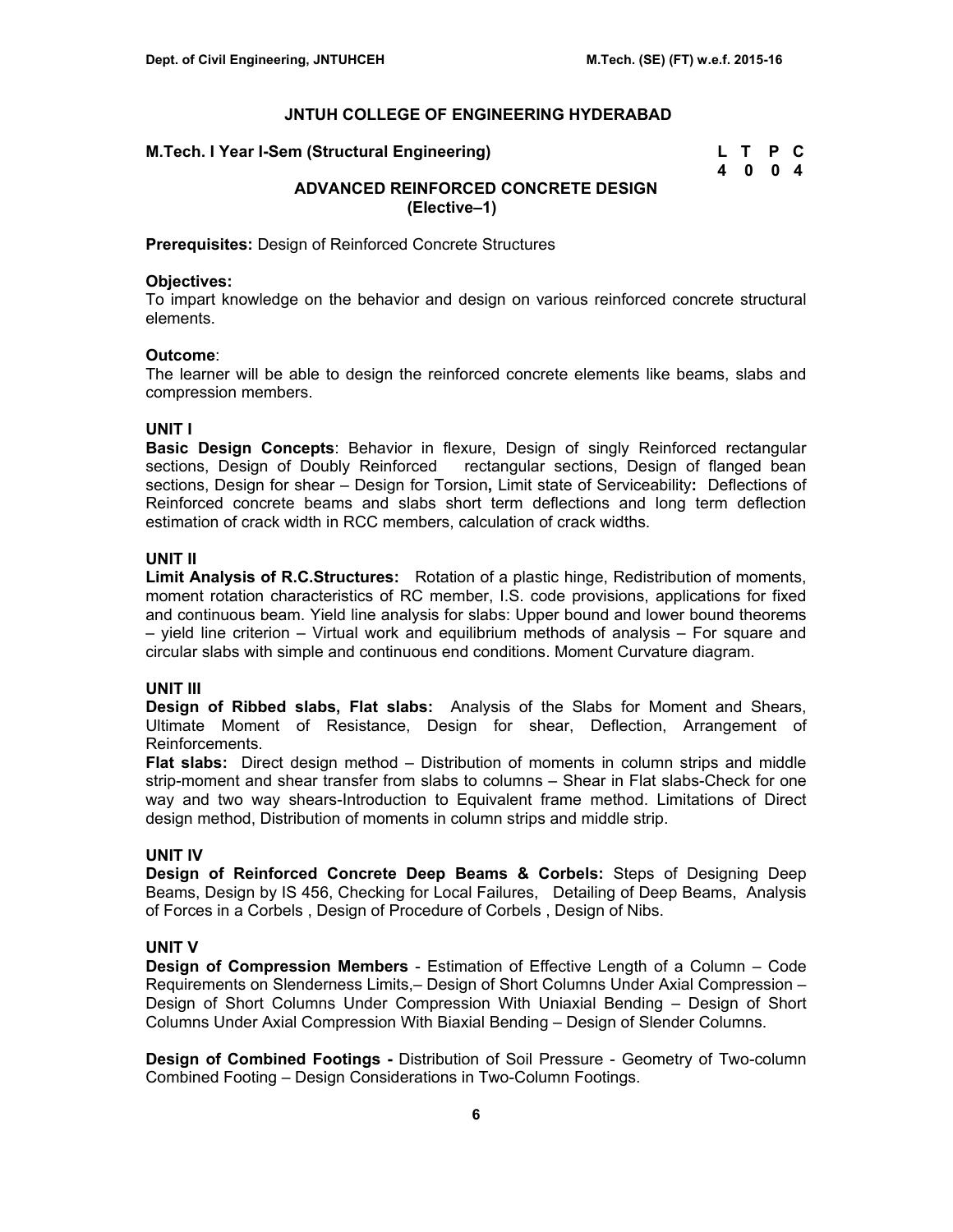# JNTUH COLLEGE OF ENGINEERING HYDERABAD

**M.Tech. I Year I-Sem (Structural Engineering)**

| L | T | P | C |
|---|---|---|---|
| 4 | 0 | 0 | 4 |

## ADVANCED REINFORCED CONCRETE DESIGN
## (Elective–1)

**Prerequisites:** Design of Reinforced Concrete Structures

**Objectives:**
To impart knowledge on the behavior and design on various reinforced concrete structural elements.

**Outcome**:
The learner will be able to design the reinforced concrete elements like beams, slabs and compression members.

### UNIT I

**Basic Design Concepts**: Behavior in flexure, Design of singly Reinforced rectangular sections, Design of Doubly Reinforced rectangular sections, Design of flanged bean sections, Design for shear – Design for Torsion**,** Limit state of Serviceability**:** Deflections of Reinforced concrete beams and slabs short term deflections and long term deflection estimation of crack width in RCC members, calculation of crack widths.

### UNIT II

**Limit Analysis of R.C.Structures:** Rotation of a plastic hinge, Redistribution of moments, moment rotation characteristics of RC member, I.S. code provisions, applications for fixed and continuous beam. Yield line analysis for slabs: Upper bound and lower bound theorems – yield line criterion – Virtual work and equilibrium methods of analysis – For square and circular slabs with simple and continuous end conditions. Moment Curvature diagram.

### UNIT III

**Design of Ribbed slabs, Flat slabs:** Analysis of the Slabs for Moment and Shears, Ultimate Moment of Resistance, Design for shear, Deflection, Arrangement of Reinforcements.

**Flat slabs:** Direct design method – Distribution of moments in column strips and middle strip-moment and shear transfer from slabs to columns – Shear in Flat slabs-Check for one way and two way shears-Introduction to Equivalent frame method. Limitations of Direct design method, Distribution of moments in column strips and middle strip.

### UNIT IV

**Design of Reinforced Concrete Deep Beams & Corbels:** Steps of Designing Deep Beams, Design by IS 456, Checking for Local Failures, Detailing of Deep Beams, Analysis of Forces in a Corbels , Design of Procedure of Corbels , Design of Nibs.

### UNIT V

**Design of Compression Members** - Estimation of Effective Length of a Column – Code Requirements on Slenderness Limits,– Design of Short Columns Under Axial Compression – Design of Short Columns Under Compression With Uniaxial Bending – Design of Short Columns Under Axial Compression With Biaxial Bending – Design of Slender Columns.

**Design of Combined Footings -** Distribution of Soil Pressure - Geometry of Two-column Combined Footing – Design Considerations in Two-Column Footings.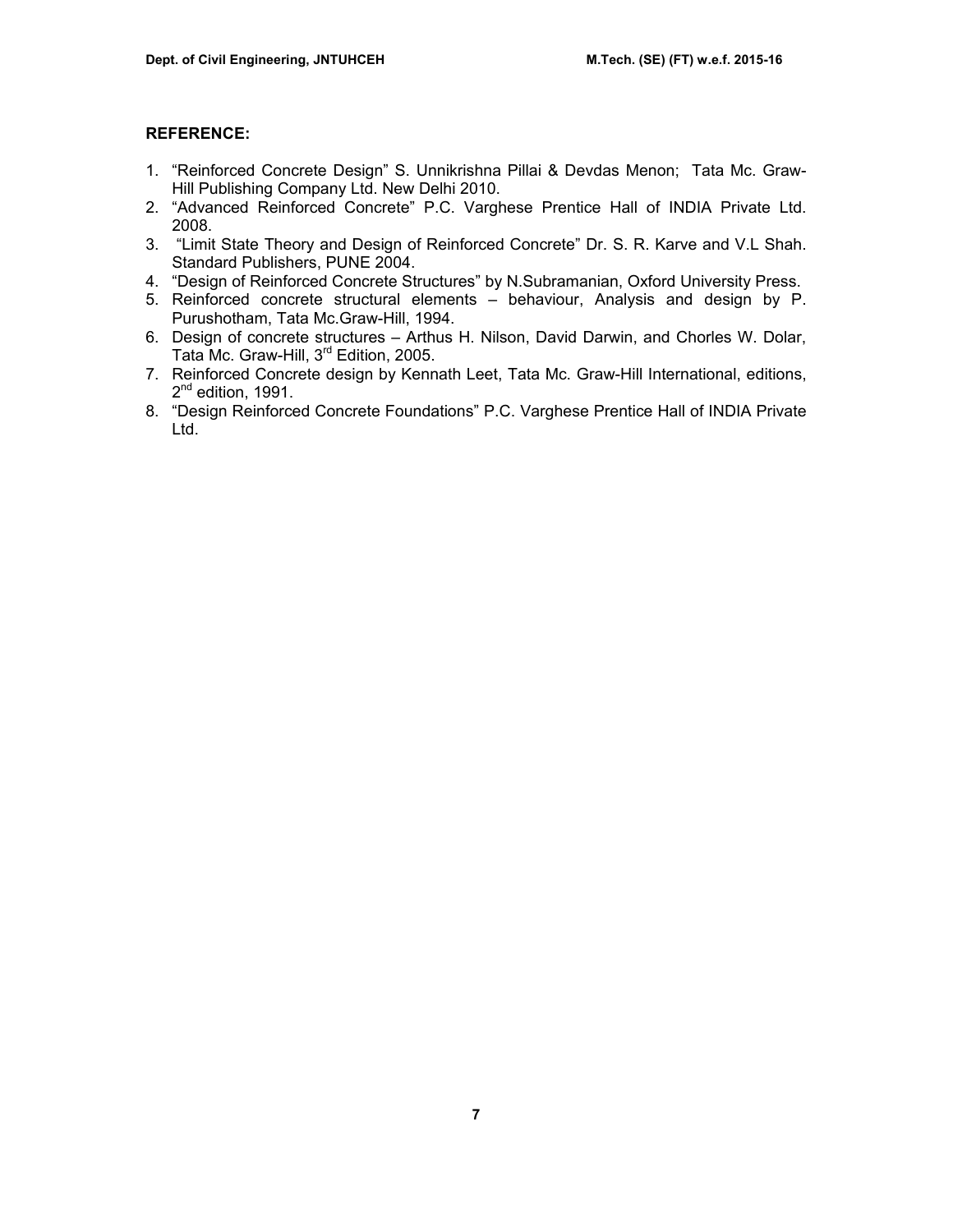**REFERENCE:**

1. "Reinforced Concrete Design" S. Unnikrishna Pillai & Devdas Menon; Tata Mc. Graw-Hill Publishing Company Ltd. New Delhi 2010.
2. "Advanced Reinforced Concrete" P.C. Varghese Prentice Hall of INDIA Private Ltd. 2008.
3. "Limit State Theory and Design of Reinforced Concrete" Dr. S. R. Karve and V.L Shah. Standard Publishers, PUNE 2004.
4. "Design of Reinforced Concrete Structures" by N.Subramanian, Oxford University Press.
5. Reinforced concrete structural elements – behaviour, Analysis and design by P. Purushotham, Tata Mc.Graw-Hill, 1994.
6. Design of concrete structures – Arthus H. Nilson, David Darwin, and Chorles W. Dolar, Tata Mc. Graw-Hill, 3rd Edition, 2005.
7. Reinforced Concrete design by Kennath Leet, Tata Mc. Graw-Hill International, editions, 2nd edition, 1991.
8. "Design Reinforced Concrete Foundations" P.C. Varghese Prentice Hall of INDIA Private Ltd.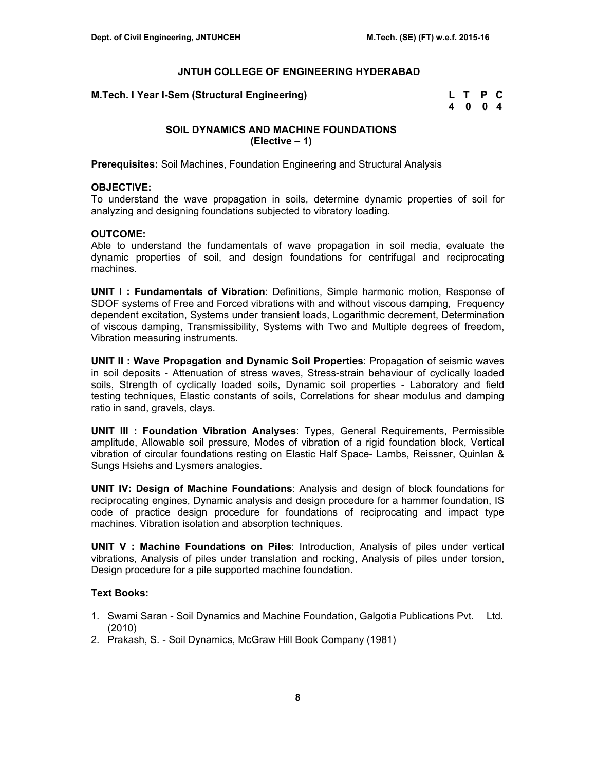## JNTUH COLLEGE OF ENGINEERING HYDERABAD

**M.Tech. I Year I-Sem (Structural Engineering)**

| L | T | P | C |
|---|---|---|---|
| 4 | 0 | 0 | 4 |

### SOIL DYNAMICS AND MACHINE FOUNDATIONS
### (Elective – 1)

**Prerequisites:** Soil Machines, Foundation Engineering and Structural Analysis

**OBJECTIVE:**
To understand the wave propagation in soils, determine dynamic properties of soil for analyzing and designing foundations subjected to vibratory loading.

**OUTCOME:**
Able to understand the fundamentals of wave propagation in soil media, evaluate the dynamic properties of soil, and design foundations for centrifugal and reciprocating machines.

**UNIT I : Fundamentals of Vibration**: Definitions, Simple harmonic motion, Response of SDOF systems of Free and Forced vibrations with and without viscous damping, Frequency dependent excitation, Systems under transient loads, Logarithmic decrement, Determination of viscous damping, Transmissibility, Systems with Two and Multiple degrees of freedom, Vibration measuring instruments.

**UNIT II : Wave Propagation and Dynamic Soil Properties**: Propagation of seismic waves in soil deposits - Attenuation of stress waves, Stress-strain behaviour of cyclically loaded soils, Strength of cyclically loaded soils, Dynamic soil properties - Laboratory and field testing techniques, Elastic constants of soils, Correlations for shear modulus and damping ratio in sand, gravels, clays.

**UNIT III : Foundation Vibration Analyses**: Types, General Requirements, Permissible amplitude, Allowable soil pressure, Modes of vibration of a rigid foundation block, Vertical vibration of circular foundations resting on Elastic Half Space- Lambs, Reissner, Quinlan & Sungs Hsiehs and Lysmers analogies.

**UNIT IV: Design of Machine Foundations**: Analysis and design of block foundations for reciprocating engines, Dynamic analysis and design procedure for a hammer foundation, IS code of practice design procedure for foundations of reciprocating and impact type machines. Vibration isolation and absorption techniques.

**UNIT V : Machine Foundations on Piles**: Introduction, Analysis of piles under vertical vibrations, Analysis of piles under translation and rocking, Analysis of piles under torsion, Design procedure for a pile supported machine foundation.

**Text Books:**

1. Swami Saran - Soil Dynamics and Machine Foundation, Galgotia Publications Pvt. Ltd. (2010)
2. Prakash, S. - Soil Dynamics, McGraw Hill Book Company (1981)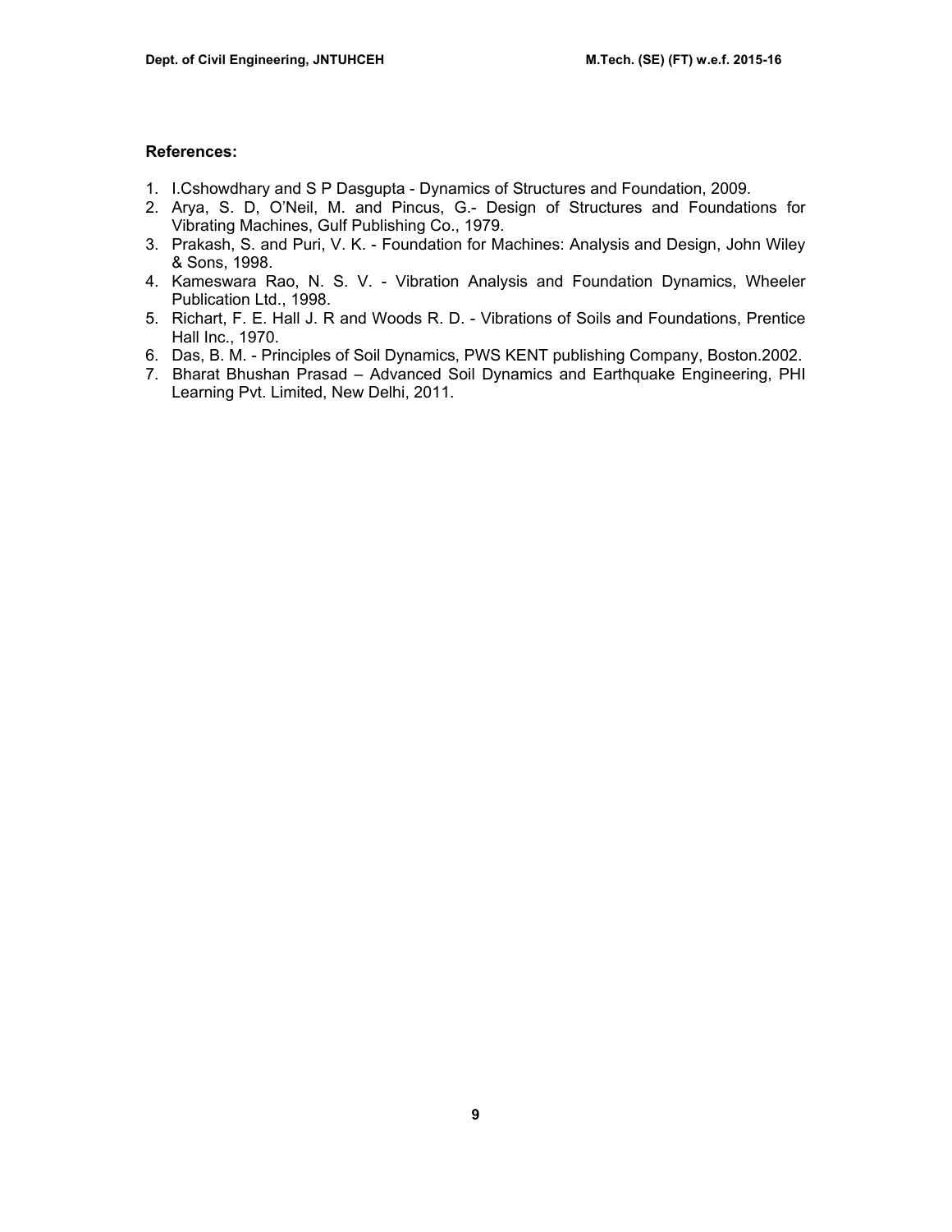**References:**

1. I.Cshowdhary and S P Dasgupta - Dynamics of Structures and Foundation, 2009.
2. Arya, S. D, O'Neil, M. and Pincus, G.- Design of Structures and Foundations for Vibrating Machines, Gulf Publishing Co., 1979.
3. Prakash, S. and Puri, V. K. - Foundation for Machines: Analysis and Design, John Wiley & Sons, 1998.
4. Kameswara Rao, N. S. V. - Vibration Analysis and Foundation Dynamics, Wheeler Publication Ltd., 1998.
5. Richart, F. E. Hall J. R and Woods R. D. - Vibrations of Soils and Foundations, Prentice Hall Inc., 1970.
6. Das, B. M. - Principles of Soil Dynamics, PWS KENT publishing Company, Boston.2002.
7. Bharat Bhushan Prasad – Advanced Soil Dynamics and Earthquake Engineering, PHI Learning Pvt. Limited, New Delhi, 2011.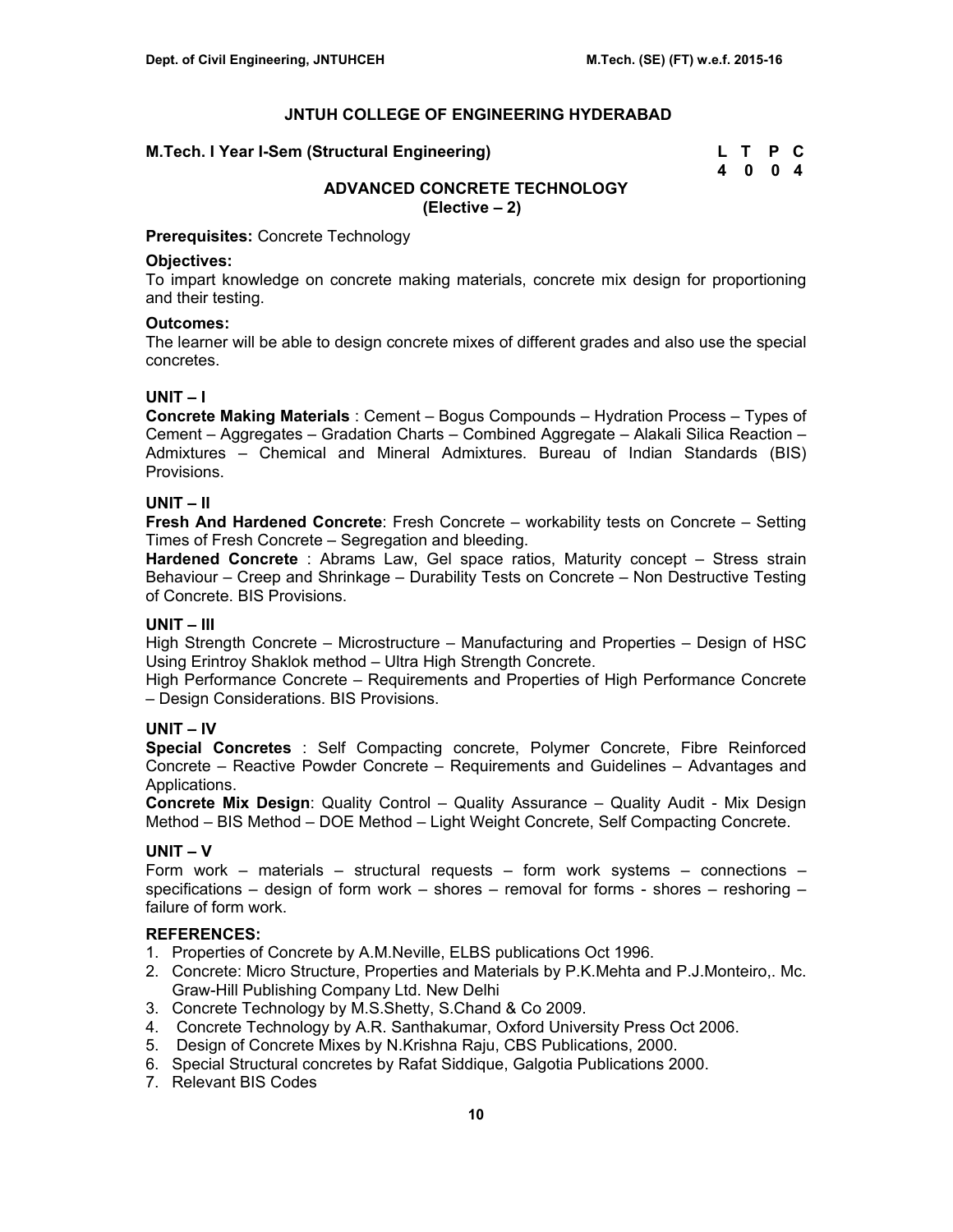# JNTUH COLLEGE OF ENGINEERING HYDERABAD

**M.Tech. I Year I-Sem (Structural Engineering)**

| L | T | P | C |
|---|---|---|---|
| 4 | 0 | 0 | 4 |

## ADVANCED CONCRETE TECHNOLOGY
### (Elective – 2)

**Prerequisites:** Concrete Technology

**Objectives:**
To impart knowledge on concrete making materials, concrete mix design for proportioning and their testing.

**Outcomes:**
The learner will be able to design concrete mixes of different grades and also use the special concretes.

**UNIT – I**
**Concrete Making Materials** : Cement – Bogus Compounds – Hydration Process – Types of Cement – Aggregates – Gradation Charts – Combined Aggregate – Alakali Silica Reaction – Admixtures – Chemical and Mineral Admixtures. Bureau of Indian Standards (BIS) Provisions.

**UNIT – II**
**Fresh And Hardened Concrete**: Fresh Concrete – workability tests on Concrete – Setting Times of Fresh Concrete – Segregation and bleeding.
**Hardened Concrete** : Abrams Law, Gel space ratios, Maturity concept – Stress strain Behaviour – Creep and Shrinkage – Durability Tests on Concrete – Non Destructive Testing of Concrete. BIS Provisions.

**UNIT – III**
High Strength Concrete – Microstructure – Manufacturing and Properties – Design of HSC Using Erintroy Shaklok method – Ultra High Strength Concrete.
High Performance Concrete – Requirements and Properties of High Performance Concrete – Design Considerations. BIS Provisions.

**UNIT – IV**
**Special Concretes** : Self Compacting concrete, Polymer Concrete, Fibre Reinforced Concrete – Reactive Powder Concrete – Requirements and Guidelines – Advantages and Applications.
**Concrete Mix Design**: Quality Control – Quality Assurance – Quality Audit - Mix Design Method – BIS Method – DOE Method – Light Weight Concrete, Self Compacting Concrete.

**UNIT – V**
Form work – materials – structural requests – form work systems – connections – specifications – design of form work – shores – removal for forms - shores – reshoring – failure of form work.

**REFERENCES:**
1. Properties of Concrete by A.M.Neville, ELBS publications Oct 1996.
2. Concrete: Micro Structure, Properties and Materials by P.K.Mehta and P.J.Monteiro,. Mc. Graw-Hill Publishing Company Ltd. New Delhi
3. Concrete Technology by M.S.Shetty, S.Chand & Co 2009.
4. Concrete Technology by A.R. Santhakumar, Oxford University Press Oct 2006.
5. Design of Concrete Mixes by N.Krishna Raju, CBS Publications, 2000.
6. Special Structural concretes by Rafat Siddique, Galgotia Publications 2000.
7. Relevant BIS Codes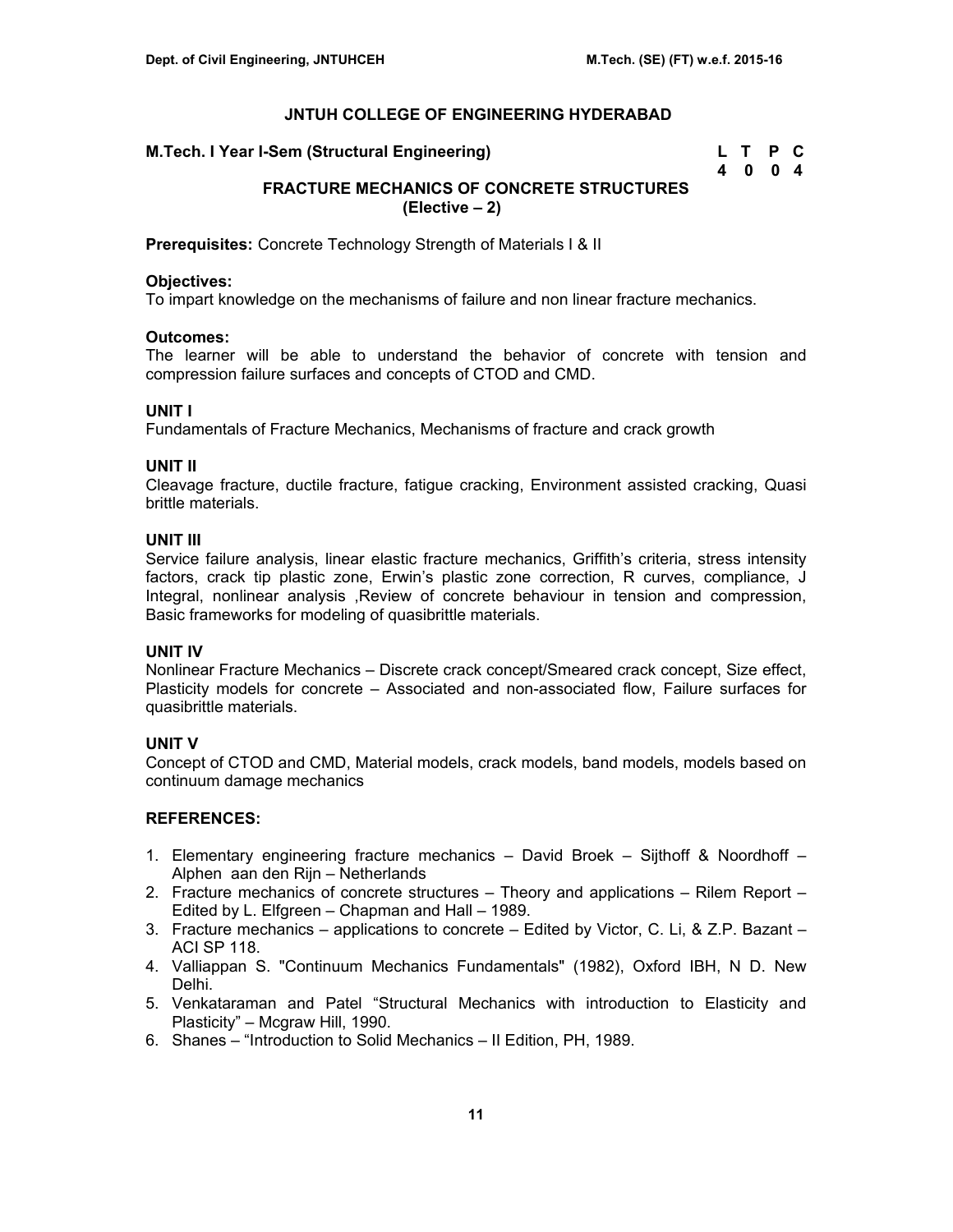# JNTUH COLLEGE OF ENGINEERING HYDERABAD

**M.Tech. I Year I-Sem (Structural Engineering)**

| L | T | P | C |
|---|---|---|---|
| 4 | 0 | 0 | 4 |

## FRACTURE MECHANICS OF CONCRETE STRUCTURES (Elective – 2)

**Prerequisites:** Concrete Technology Strength of Materials I & II

**Objectives:**
To impart knowledge on the mechanisms of failure and non linear fracture mechanics.

**Outcomes:**
The learner will be able to understand the behavior of concrete with tension and compression failure surfaces and concepts of CTOD and CMD.

**UNIT I**
Fundamentals of Fracture Mechanics, Mechanisms of fracture and crack growth

**UNIT II**
Cleavage fracture, ductile fracture, fatigue cracking, Environment assisted cracking, Quasi brittle materials.

**UNIT III**
Service failure analysis, linear elastic fracture mechanics, Griffith's criteria, stress intensity factors, crack tip plastic zone, Erwin's plastic zone correction, R curves, compliance, J Integral, nonlinear analysis ,Review of concrete behaviour in tension and compression, Basic frameworks for modeling of quasibrittle materials.

**UNIT IV**
Nonlinear Fracture Mechanics – Discrete crack concept/Smeared crack concept, Size effect, Plasticity models for concrete – Associated and non-associated flow, Failure surfaces for quasibrittle materials.

**UNIT V**
Concept of CTOD and CMD, Material models, crack models, band models, models based on continuum damage mechanics

**REFERENCES:**

1. Elementary engineering fracture mechanics – David Broek – Sijthoff & Noordhoff – Alphen aan den Rijn – Netherlands
2. Fracture mechanics of concrete structures – Theory and applications – Rilem Report – Edited by L. Elfgreen – Chapman and Hall – 1989.
3. Fracture mechanics – applications to concrete – Edited by Victor, C. Li, & Z.P. Bazant – ACI SP 118.
4. Valliappan S. "Continuum Mechanics Fundamentals" (1982), Oxford IBH, N D. New Delhi.
5. Venkataraman and Patel "Structural Mechanics with introduction to Elasticity and Plasticity" – Mcgraw Hill, 1990.
6. Shanes – "Introduction to Solid Mechanics – II Edition, PH, 1989.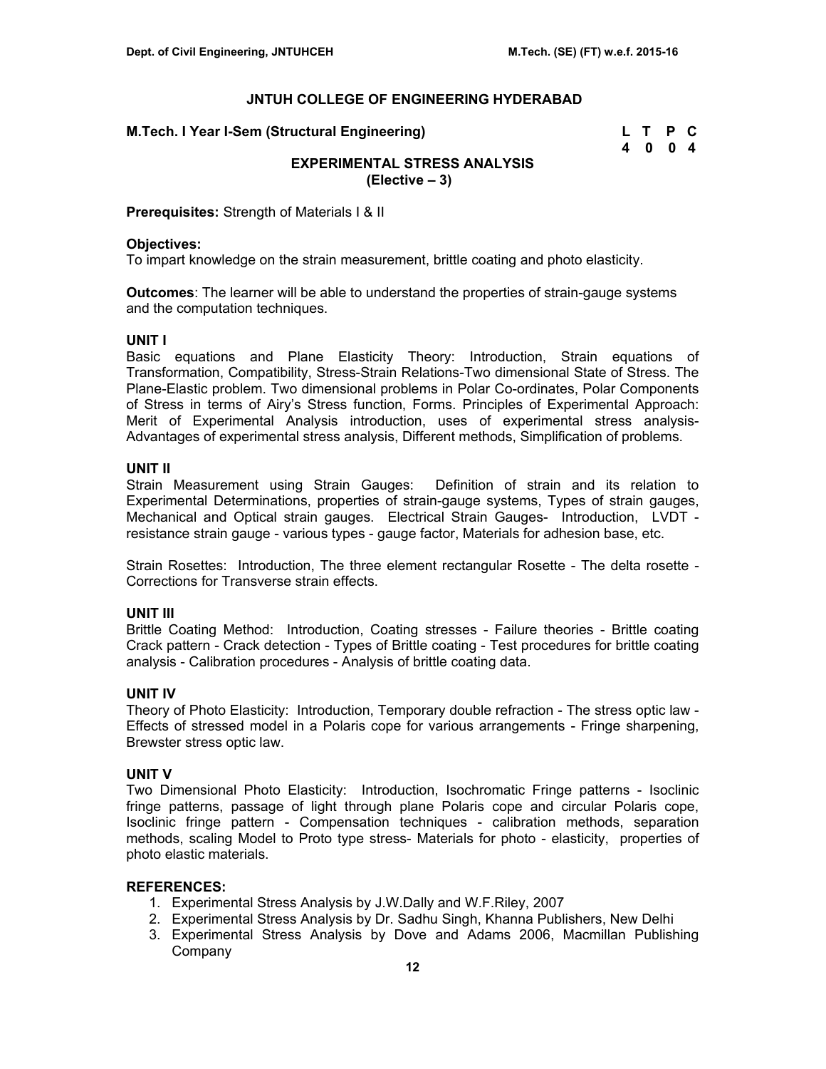# JNTUH COLLEGE OF ENGINEERING HYDERABAD

**M.Tech. I Year I-Sem (Structural Engineering)**

| L | T | P | C |
|---|---|---|---|
| 4 | 0 | 0 | 4 |

## EXPERIMENTAL STRESS ANALYSIS
**(Elective – 3)**

**Prerequisites:** Strength of Materials I & II

**Objectives:**
To impart knowledge on the strain measurement, brittle coating and photo elasticity.

**Outcomes**: The learner will be able to understand the properties of strain-gauge systems and the computation techniques.

### UNIT I

Basic equations and Plane Elasticity Theory: Introduction, Strain equations of Transformation, Compatibility, Stress-Strain Relations-Two dimensional State of Stress. The Plane-Elastic problem. Two dimensional problems in Polar Co-ordinates, Polar Components of Stress in terms of Airy's Stress function, Forms. Principles of Experimental Approach: Merit of Experimental Analysis introduction, uses of experimental stress analysis- Advantages of experimental stress analysis, Different methods, Simplification of problems.

### UNIT II

Strain Measurement using Strain Gauges: Definition of strain and its relation to Experimental Determinations, properties of strain-gauge systems, Types of strain gauges, Mechanical and Optical strain gauges. Electrical Strain Gauges- Introduction, LVDT - resistance strain gauge - various types - gauge factor, Materials for adhesion base, etc.

Strain Rosettes: Introduction, The three element rectangular Rosette - The delta rosette - Corrections for Transverse strain effects.

### UNIT III

Brittle Coating Method: Introduction, Coating stresses - Failure theories - Brittle coating Crack pattern - Crack detection - Types of Brittle coating - Test procedures for brittle coating analysis - Calibration procedures - Analysis of brittle coating data.

### UNIT IV

Theory of Photo Elasticity: Introduction, Temporary double refraction - The stress optic law - Effects of stressed model in a Polaris cope for various arrangements - Fringe sharpening, Brewster stress optic law.

### UNIT V

Two Dimensional Photo Elasticity: Introduction, Isochromatic Fringe patterns - Isoclinic fringe patterns, passage of light through plane Polaris cope and circular Polaris cope, Isoclinic fringe pattern - Compensation techniques - calibration methods, separation methods, scaling Model to Proto type stress- Materials for photo - elasticity, properties of photo elastic materials.

### REFERENCES:

1. Experimental Stress Analysis by J.W.Dally and W.F.Riley, 2007
2. Experimental Stress Analysis by Dr. Sadhu Singh, Khanna Publishers, New Delhi
3. Experimental Stress Analysis by Dove and Adams 2006, Macmillan Publishing Company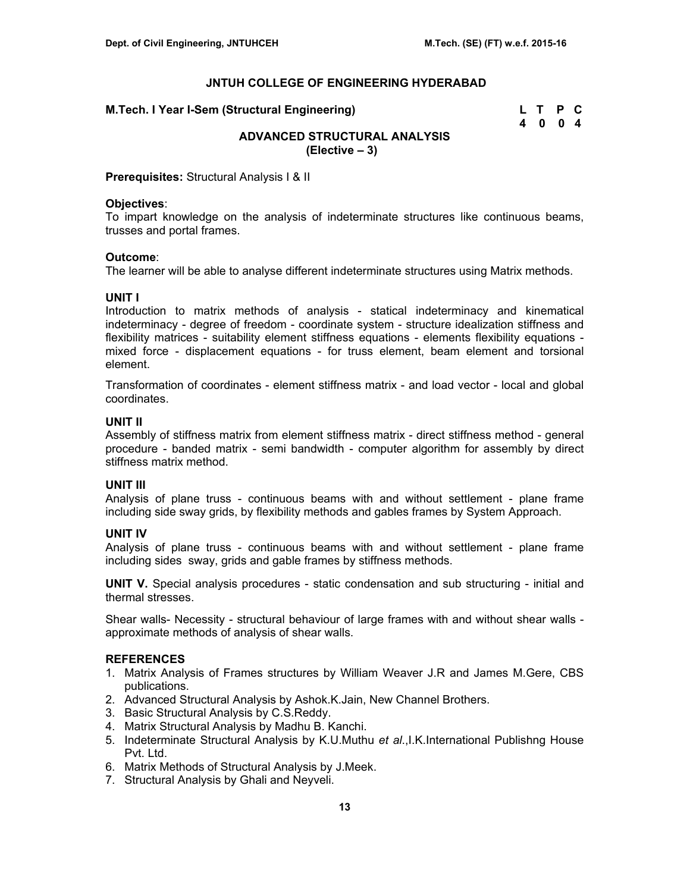## JNTUH COLLEGE OF ENGINEERING HYDERABAD

**M.Tech. I Year I-Sem (Structural Engineering)**

| L | T | P | C |
|---|---|---|---|
| 4 | 0 | 0 | 4 |

### ADVANCED STRUCTURAL ANALYSIS
### (Elective – 3)

**Prerequisites:** Structural Analysis I & II

**Objectives**:
To impart knowledge on the analysis of indeterminate structures like continuous beams, trusses and portal frames.

**Outcome**:
The learner will be able to analyse different indeterminate structures using Matrix methods.

**UNIT I**
Introduction to matrix methods of analysis - statical indeterminacy and kinematical indeterminacy - degree of freedom - coordinate system - structure idealization stiffness and flexibility matrices - suitability element stiffness equations - elements flexibility equations - mixed force - displacement equations - for truss element, beam element and torsional element.

Transformation of coordinates - element stiffness matrix - and load vector - local and global coordinates.

**UNIT II**
Assembly of stiffness matrix from element stiffness matrix - direct stiffness method - general procedure - banded matrix - semi bandwidth - computer algorithm for assembly by direct stiffness matrix method.

**UNIT III**
Analysis of plane truss - continuous beams with and without settlement - plane frame including side sway grids, by flexibility methods and gables frames by System Approach.

**UNIT IV**
Analysis of plane truss - continuous beams with and without settlement - plane frame including sides sway, grids and gable frames by stiffness methods.

**UNIT V.** Special analysis procedures - static condensation and sub structuring - initial and thermal stresses.

Shear walls- Necessity - structural behaviour of large frames with and without shear walls - approximate methods of analysis of shear walls.

**REFERENCES**
1. Matrix Analysis of Frames structures by William Weaver J.R and James M.Gere, CBS publications.
2. Advanced Structural Analysis by Ashok.K.Jain, New Channel Brothers.
3. Basic Structural Analysis by C.S.Reddy.
4. Matrix Structural Analysis by Madhu B. Kanchi.
5. Indeterminate Structural Analysis by K.U.Muthu *et al*.,I.K.International Publishng House Pvt. Ltd.
6. Matrix Methods of Structural Analysis by J.Meek.
7. Structural Analysis by Ghali and Neyveli.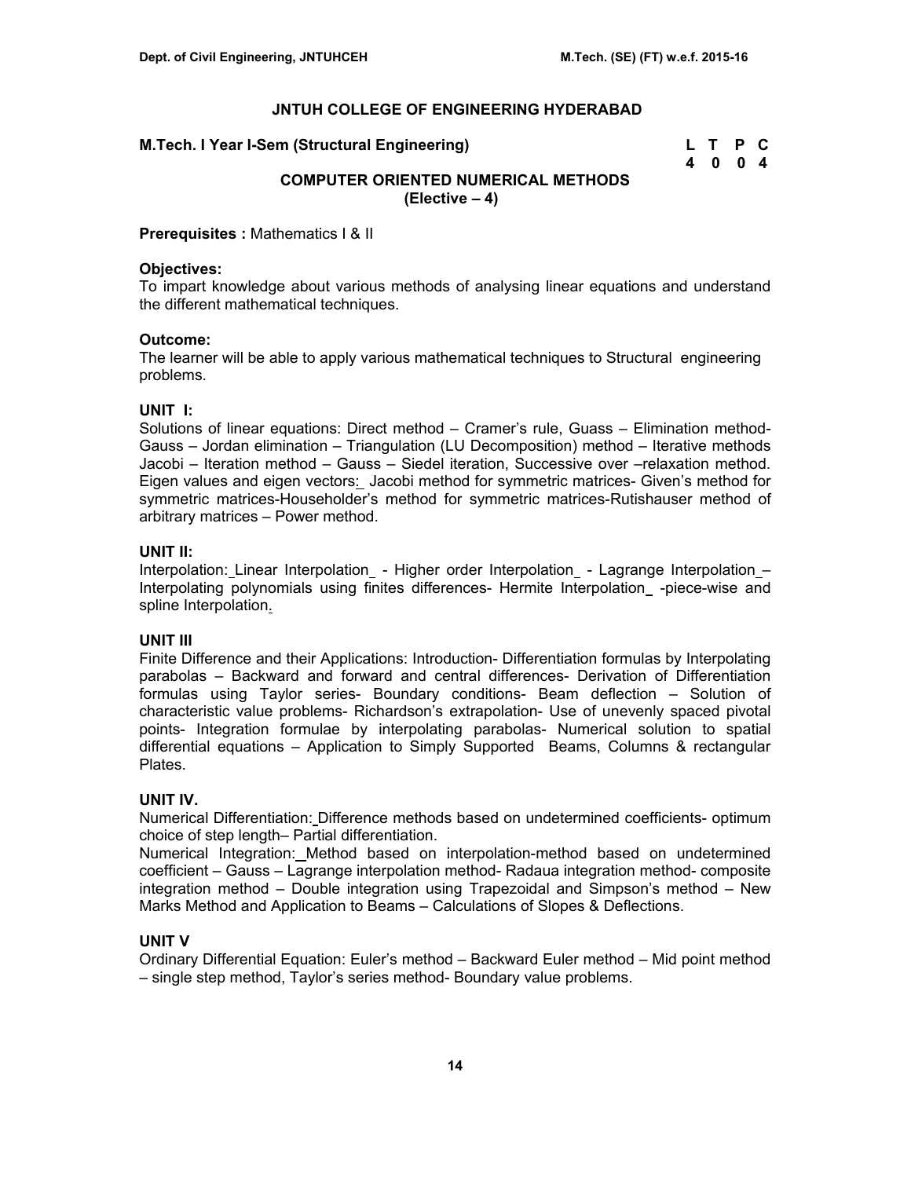# JNTUH COLLEGE OF ENGINEERING HYDERABAD

**M.Tech. I Year I-Sem (Structural Engineering)**

| L | T | P | C |
|---|---|---|---|
| 4 | 0 | 0 | 4 |

## COMPUTER ORIENTED NUMERICAL METHODS
## (Elective – 4)

**Prerequisites :** Mathematics I & II

**Objectives:**
To impart knowledge about various methods of analysing linear equations and understand the different mathematical techniques.

**Outcome:**
The learner will be able to apply various mathematical techniques to Structural engineering problems.

**UNIT I:**
Solutions of linear equations: Direct method – Cramer's rule, Guass – Elimination method- Gauss – Jordan elimination – Triangulation (LU Decomposition) method – Iterative methods Jacobi – Iteration method – Gauss – Siedel iteration, Successive over –relaxation method. Eigen values and eigen vectors: Jacobi method for symmetric matrices- Given's method for symmetric matrices-Householder's method for symmetric matrices-Rutishauser method of arbitrary matrices – Power method.

**UNIT II:**
Interpolation: Linear Interpolation - Higher order Interpolation - Lagrange Interpolation – Interpolating polynomials using finites differences- Hermite Interpolation -piece-wise and spline Interpolation.

**UNIT III**
Finite Difference and their Applications: Introduction- Differentiation formulas by Interpolating parabolas – Backward and forward and central differences- Derivation of Differentiation formulas using Taylor series- Boundary conditions- Beam deflection – Solution of characteristic value problems- Richardson's extrapolation- Use of unevenly spaced pivotal points- Integration formulae by interpolating parabolas- Numerical solution to spatial differential equations – Application to Simply Supported Beams, Columns & rectangular Plates.

**UNIT IV.**
Numerical Differentiation: Difference methods based on undetermined coefficients- optimum choice of step length– Partial differentiation.
Numerical Integration: Method based on interpolation-method based on undetermined coefficient – Gauss – Lagrange interpolation method- Radaua integration method- composite integration method – Double integration using Trapezoidal and Simpson's method – New Marks Method and Application to Beams – Calculations of Slopes & Deflections.

**UNIT V**
Ordinary Differential Equation: Euler's method – Backward Euler method – Mid point method – single step method, Taylor's series method- Boundary value problems.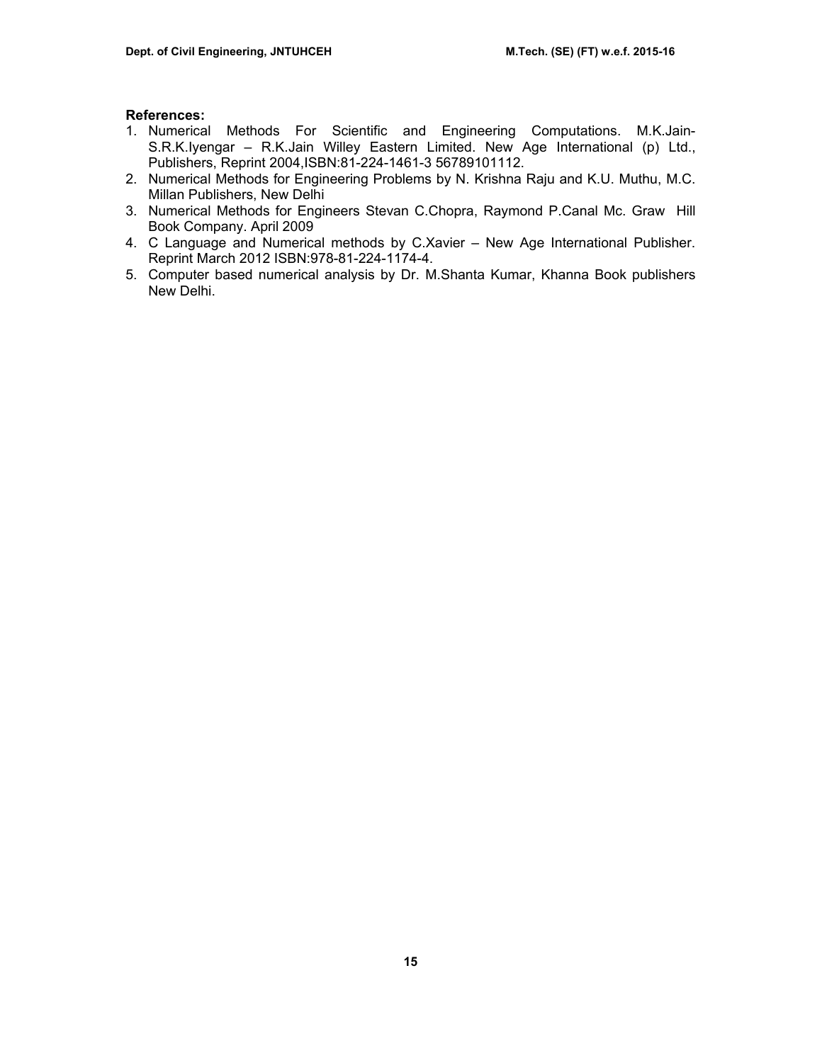**References:**

1. Numerical Methods For Scientific and Engineering Computations. M.K.Jain-S.R.K.Iyengar – R.K.Jain Willey Eastern Limited. New Age International (p) Ltd., Publishers, Reprint 2004,ISBN:81-224-1461-3 56789101112.
2. Numerical Methods for Engineering Problems by N. Krishna Raju and K.U. Muthu, M.C. Millan Publishers, New Delhi
3. Numerical Methods for Engineers Stevan C.Chopra, Raymond P.Canal Mc. Graw Hill Book Company. April 2009
4. C Language and Numerical methods by C.Xavier – New Age International Publisher. Reprint March 2012 ISBN:978-81-224-1174-4.
5. Computer based numerical analysis by Dr. M.Shanta Kumar, Khanna Book publishers New Delhi.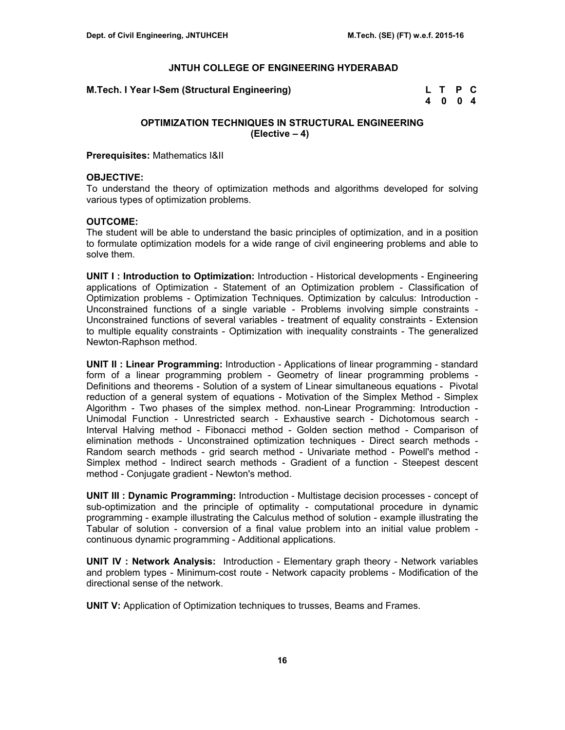## JNTUH COLLEGE OF ENGINEERING HYDERABAD

**M.Tech. I Year I-Sem (Structural Engineering)**

| L | T | P | C |
|---|---|---|---|
| 4 | 0 | 0 | 4 |

### OPTIMIZATION TECHNIQUES IN STRUCTURAL ENGINEERING (Elective – 4)

**Prerequisites:** Mathematics I&II

**OBJECTIVE:**
To understand the theory of optimization methods and algorithms developed for solving various types of optimization problems.

**OUTCOME:**
The student will be able to understand the basic principles of optimization, and in a position to formulate optimization models for a wide range of civil engineering problems and able to solve them.

**UNIT I : Introduction to Optimization:** Introduction - Historical developments - Engineering applications of Optimization - Statement of an Optimization problem - Classification of Optimization problems - Optimization Techniques. Optimization by calculus: Introduction - Unconstrained functions of a single variable - Problems involving simple constraints - Unconstrained functions of several variables - treatment of equality constraints - Extension to multiple equality constraints - Optimization with inequality constraints - The generalized Newton-Raphson method.

**UNIT II : Linear Programming:** Introduction - Applications of linear programming - standard form of a linear programming problem - Geometry of linear programming problems - Definitions and theorems - Solution of a system of Linear simultaneous equations - Pivotal reduction of a general system of equations - Motivation of the Simplex Method - Simplex Algorithm - Two phases of the simplex method. non-Linear Programming: Introduction - Unimodal Function - Unrestricted search - Exhaustive search - Dichotomous search - Interval Halving method - Fibonacci method - Golden section method - Comparison of elimination methods - Unconstrained optimization techniques - Direct search methods - Random search methods - grid search method - Univariate method - Powell's method - Simplex method - Indirect search methods - Gradient of a function - Steepest descent method - Conjugate gradient - Newton's method.

**UNIT III : Dynamic Programming:** Introduction - Multistage decision processes - concept of sub-optimization and the principle of optimality - computational procedure in dynamic programming - example illustrating the Calculus method of solution - example illustrating the Tabular of solution - conversion of a final value problem into an initial value problem - continuous dynamic programming - Additional applications.

**UNIT IV : Network Analysis:** Introduction - Elementary graph theory - Network variables and problem types - Minimum-cost route - Network capacity problems - Modification of the directional sense of the network.

**UNIT V:** Application of Optimization techniques to trusses, Beams and Frames.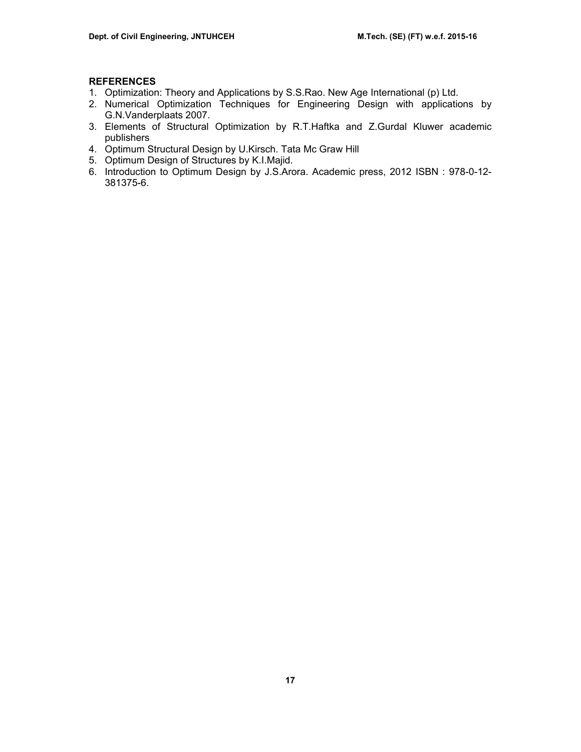**REFERENCES**

1. Optimization: Theory and Applications by S.S.Rao. New Age International (p) Ltd.
2. Numerical Optimization Techniques for Engineering Design with applications by G.N.Vanderplaats 2007.
3. Elements of Structural Optimization by R.T.Haftka and Z.Gurdal Kluwer academic publishers
4. Optimum Structural Design by U.Kirsch. Tata Mc Graw Hill
5. Optimum Design of Structures by K.I.Majid.
6. Introduction to Optimum Design by J.S.Arora. Academic press, 2012 ISBN : 978-0-12-381375-6.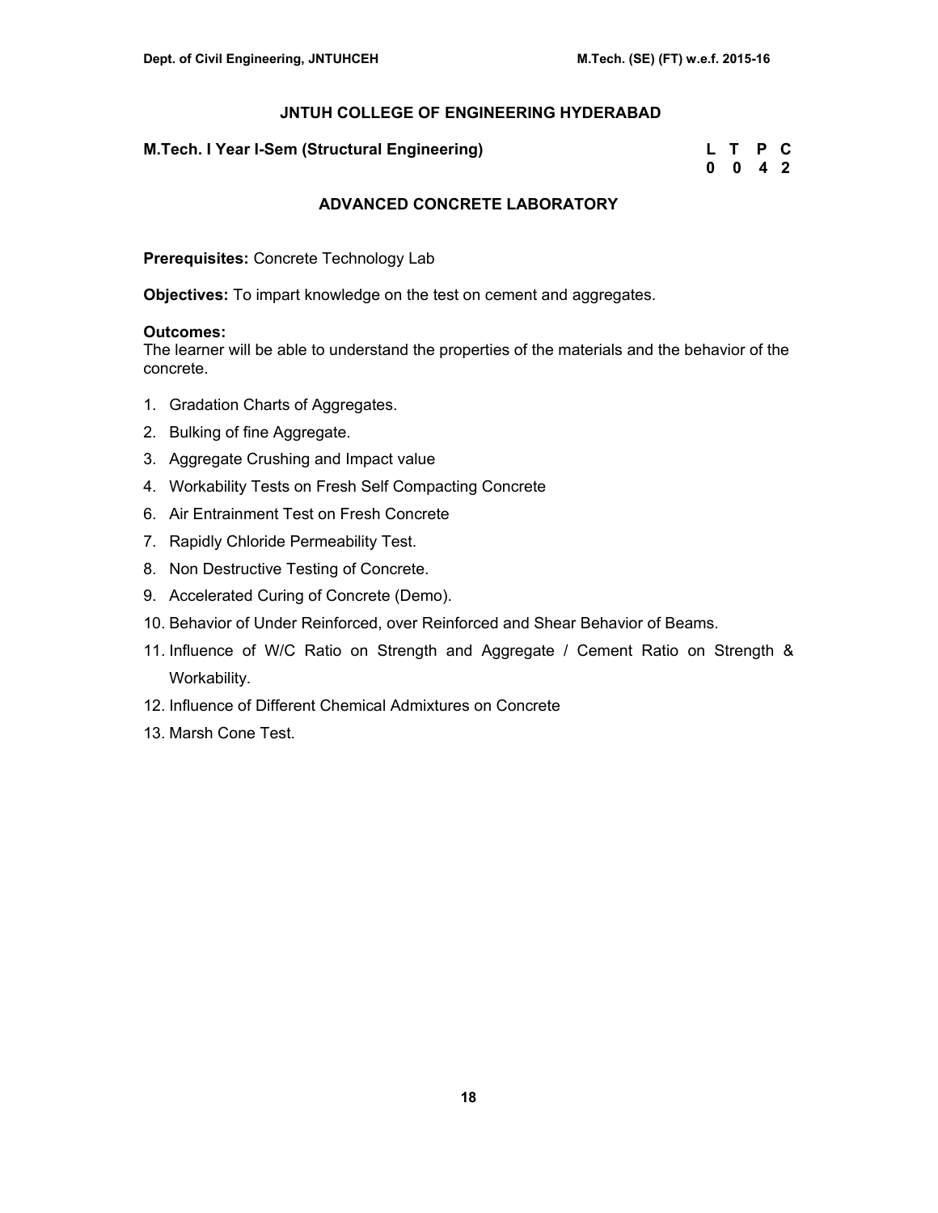## JNTUH COLLEGE OF ENGINEERING HYDERABAD

**M.Tech. I Year I-Sem (Structural Engineering)**

| L | T | P | C |
|---|---|---|---|
| 0 | 0 | 4 | 2 |

## ADVANCED CONCRETE LABORATORY

**Prerequisites:** Concrete Technology Lab

**Objectives:** To impart knowledge on the test on cement and aggregates.

**Outcomes:**
The learner will be able to understand the properties of the materials and the behavior of the concrete.

1. Gradation Charts of Aggregates.
2. Bulking of fine Aggregate.
3. Aggregate Crushing and Impact value
4. Workability Tests on Fresh Self Compacting Concrete

6. Air Entrainment Test on Fresh Concrete
7. Rapidly Chloride Permeability Test.
8. Non Destructive Testing of Concrete.
9. Accelerated Curing of Concrete (Demo).
10. Behavior of Under Reinforced, over Reinforced and Shear Behavior of Beams.
11. Influence of W/C Ratio on Strength and Aggregate / Cement Ratio on Strength & Workability.
12. Influence of Different Chemical Admixtures on Concrete
13. Marsh Cone Test.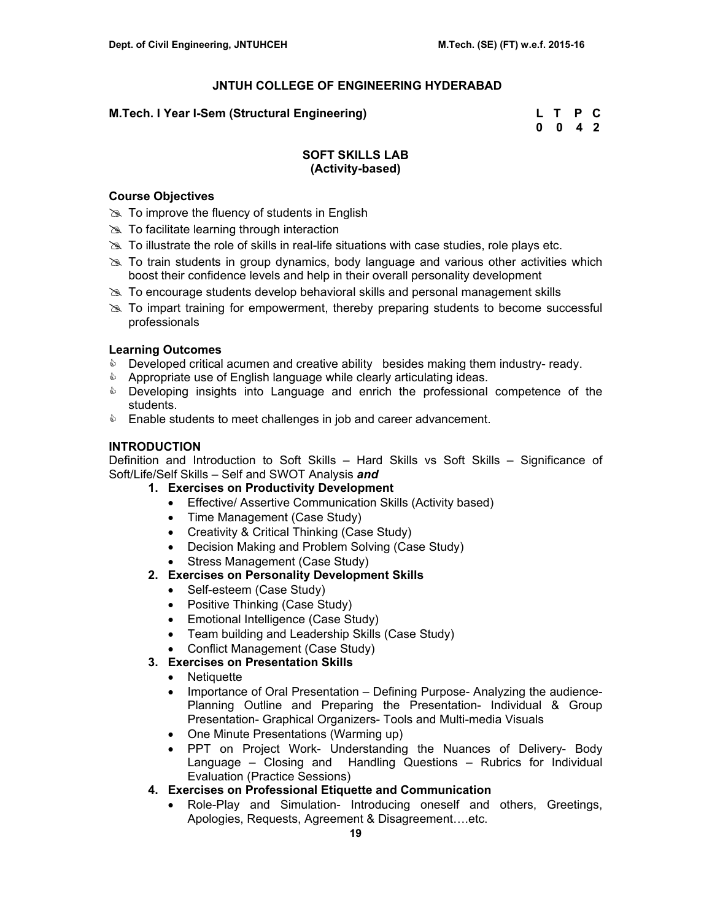## JNTUH COLLEGE OF ENGINEERING HYDERABAD

**M.Tech. I Year I-Sem (Structural Engineering)**

| L | T | P | C |
|---|---|---|---|
| 0 | 0 | 4 | 2 |

### SOFT SKILLS LAB
### (Activity-based)

**Course Objectives**

- To improve the fluency of students in English
- To facilitate learning through interaction
- To illustrate the role of skills in real-life situations with case studies, role plays etc.
- To train students in group dynamics, body language and various other activities which boost their confidence levels and help in their overall personality development
- To encourage students develop behavioral skills and personal management skills
- To impart training for empowerment, thereby preparing students to become successful professionals

**Learning Outcomes**

- Developed critical acumen and creative ability besides making them industry- ready.
- Appropriate use of English language while clearly articulating ideas.
- Developing insights into Language and enrich the professional competence of the students.
- Enable students to meet challenges in job and career advancement.

**INTRODUCTION**

Definition and Introduction to Soft Skills – Hard Skills vs Soft Skills – Significance of Soft/Life/Self Skills – Self and SWOT Analysis ***and***

1. **Exercises on Productivity Development**
   - Effective/ Assertive Communication Skills (Activity based)
   - Time Management (Case Study)
   - Creativity & Critical Thinking (Case Study)
   - Decision Making and Problem Solving (Case Study)
   - Stress Management (Case Study)
2. **Exercises on Personality Development Skills**
   - Self-esteem (Case Study)
   - Positive Thinking (Case Study)
   - Emotional Intelligence (Case Study)
   - Team building and Leadership Skills (Case Study)
   - Conflict Management (Case Study)
3. **Exercises on Presentation Skills**
   - Netiquette
   - Importance of Oral Presentation – Defining Purpose- Analyzing the audience- Planning Outline and Preparing the Presentation- Individual & Group Presentation- Graphical Organizers- Tools and Multi-media Visuals
   - One Minute Presentations (Warming up)
   - PPT on Project Work- Understanding the Nuances of Delivery- Body Language – Closing and Handling Questions – Rubrics for Individual Evaluation (Practice Sessions)
4. **Exercises on Professional Etiquette and Communication**
   - Role-Play and Simulation- Introducing oneself and others, Greetings, Apologies, Requests, Agreement & Disagreement….etc.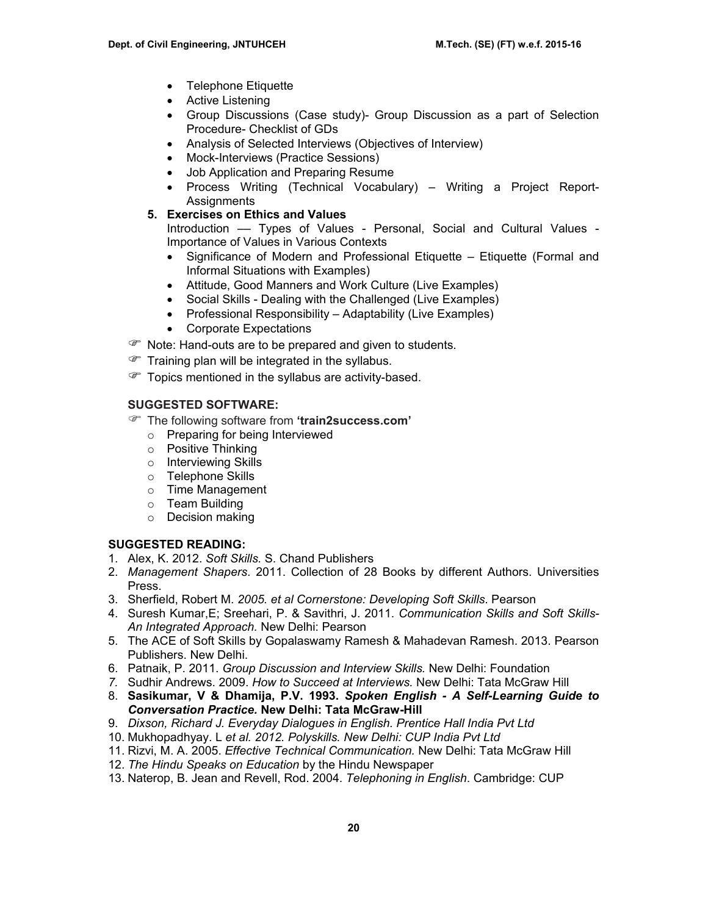- Telephone Etiquette
- Active Listening
- Group Discussions (Case study)- Group Discussion as a part of Selection Procedure- Checklist of GDs
- Analysis of Selected Interviews (Objectives of Interview)
- Mock-Interviews (Practice Sessions)
- Job Application and Preparing Resume
- Process Writing (Technical Vocabulary) – Writing a Project Report- Assignments

**5. Exercises on Ethics and Values**

Introduction –– Types of Values - Personal, Social and Cultural Values - Importance of Values in Various Contexts

- Significance of Modern and Professional Etiquette – Etiquette (Formal and Informal Situations with Examples)
- Attitude, Good Manners and Work Culture (Live Examples)
- Social Skills - Dealing with the Challenged (Live Examples)
- Professional Responsibility – Adaptability (Live Examples)
- Corporate Expectations

☞ Note: Hand-outs are to be prepared and given to students.

☞ Training plan will be integrated in the syllabus.

☞ Topics mentioned in the syllabus are activity-based.

**SUGGESTED SOFTWARE:**

☞ The following software from **'train2success.com'**

- Preparing for being Interviewed
- Positive Thinking
- Interviewing Skills
- Telephone Skills
- Time Management
- Team Building
- Decision making

**SUGGESTED READING:**

1. Alex, K. 2012. *Soft Skills.* S. Chand Publishers
2. *Management Shapers*. 2011. Collection of 28 Books by different Authors. Universities Press.
3. Sherfield, Robert M. *2005. et al Cornerstone: Developing Soft Skills*. Pearson
4. Suresh Kumar,E; Sreehari, P. & Savithri, J. 2011. *Communication Skills and Soft Skills- An Integrated Approach.* New Delhi: Pearson
5. The ACE of Soft Skills by Gopalaswamy Ramesh & Mahadevan Ramesh. 2013. Pearson Publishers. New Delhi.
6. Patnaik, P. 2011. *Group Discussion and Interview Skills.* New Delhi: Foundation
7. Sudhir Andrews. 2009. *How to Succeed at Interviews.* New Delhi: Tata McGraw Hill
8. **Sasikumar, V & Dhamija, P.V. 1993.** ***Spoken English - A Self-Learning Guide to Conversation Practice.*** **New Delhi: Tata McGraw-Hill**
9. *Dixson, Richard J. Everyday Dialogues in English. Prentice Hall India Pvt Ltd*
10. Mukhopadhyay. L *et al. 2012. Polyskills. New Delhi: CUP India Pvt Ltd*
11. Rizvi, M. A. 2005. *Effective Technical Communication.* New Delhi: Tata McGraw Hill
12. *The Hindu Speaks on Education* by the Hindu Newspaper
13. Naterop, B. Jean and Revell, Rod. 2004. *Telephoning in English*. Cambridge: CUP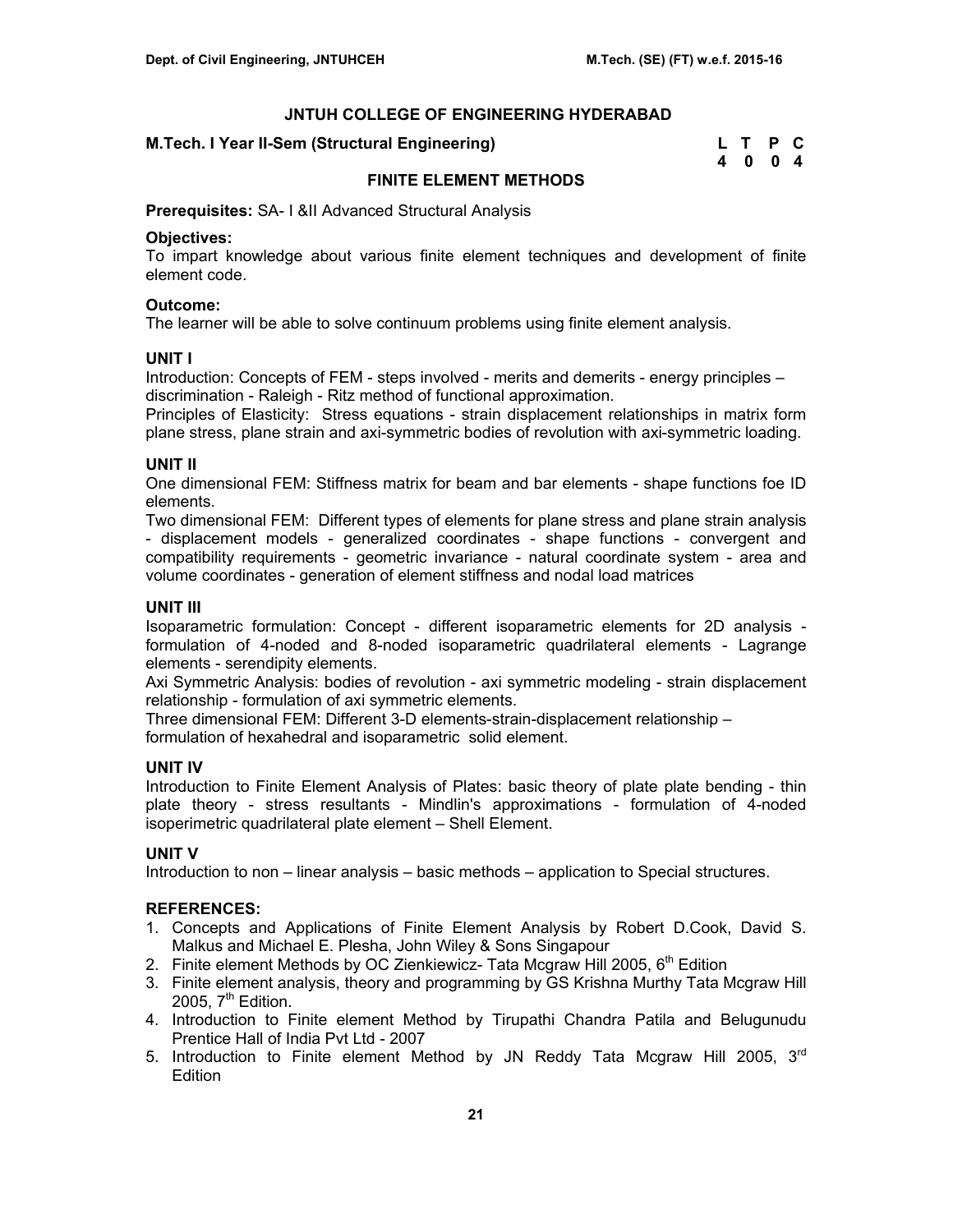## JNTUH COLLEGE OF ENGINEERING HYDERABAD

**M.Tech. I Year II-Sem (Structural Engineering)**

| L | T | P | C |
|---|---|---|---|
| 4 | 0 | 0 | 4 |

### FINITE ELEMENT METHODS

**Prerequisites:** SA- I &II Advanced Structural Analysis

**Objectives:**
To impart knowledge about various finite element techniques and development of finite element code.

**Outcome:**
The learner will be able to solve continuum problems using finite element analysis.

**UNIT I**
Introduction: Concepts of FEM - steps involved - merits and demerits - energy principles – discrimination - Raleigh - Ritz method of functional approximation.
Principles of Elasticity: Stress equations - strain displacement relationships in matrix form plane stress, plane strain and axi-symmetric bodies of revolution with axi-symmetric loading.

**UNIT II**
One dimensional FEM: Stiffness matrix for beam and bar elements - shape functions foe ID elements.
Two dimensional FEM: Different types of elements for plane stress and plane strain analysis - displacement models - generalized coordinates - shape functions - convergent and compatibility requirements - geometric invariance - natural coordinate system - area and volume coordinates - generation of element stiffness and nodal load matrices

**UNIT III**
Isoparametric formulation: Concept - different isoparametric elements for 2D analysis - formulation of 4-noded and 8-noded isoparametric quadrilateral elements - Lagrange elements - serendipity elements.
Axi Symmetric Analysis: bodies of revolution - axi symmetric modeling - strain displacement relationship - formulation of axi symmetric elements.
Three dimensional FEM: Different 3-D elements-strain-displacement relationship – formulation of hexahedral and isoparametric solid element.

**UNIT IV**
Introduction to Finite Element Analysis of Plates: basic theory of plate plate bending - thin plate theory - stress resultants - Mindlin's approximations - formulation of 4-noded isoperimetric quadrilateral plate element – Shell Element.

**UNIT V**
Introduction to non – linear analysis – basic methods – application to Special structures.

**REFERENCES:**

1. Concepts and Applications of Finite Element Analysis by Robert D.Cook, David S. Malkus and Michael E. Plesha, John Wiley & Sons Singapour
2. Finite element Methods by OC Zienkiewicz- Tata Mcgraw Hill 2005, 6th Edition
3. Finite element analysis, theory and programming by GS Krishna Murthy Tata Mcgraw Hill 2005, 7th Edition.
4. Introduction to Finite element Method by Tirupathi Chandra Patila and Belugunudu Prentice Hall of India Pvt Ltd - 2007
5. Introduction to Finite element Method by JN Reddy Tata Mcgraw Hill 2005, 3rd Edition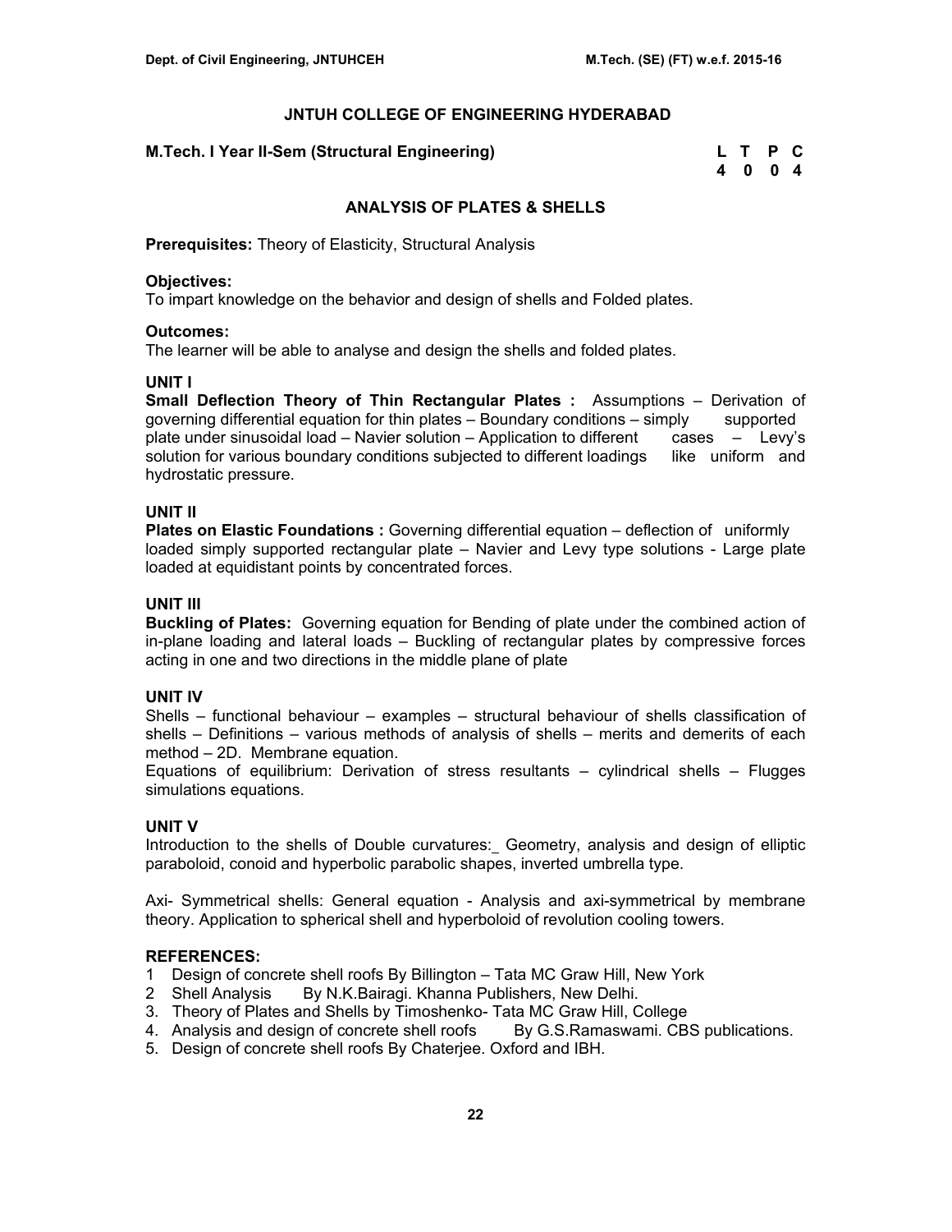# JNTUH COLLEGE OF ENGINEERING HYDERABAD

**M.Tech. I Year II-Sem (Structural Engineering)**

| L | T | P | C |
|---|---|---|---|
| 4 | 0 | 0 | 4 |

## ANALYSIS OF PLATES & SHELLS

**Prerequisites:** Theory of Elasticity, Structural Analysis

**Objectives:**
To impart knowledge on the behavior and design of shells and Folded plates.

**Outcomes:**
The learner will be able to analyse and design the shells and folded plates.

**UNIT I**
**Small Deflection Theory of Thin Rectangular Plates :** Assumptions – Derivation of governing differential equation for thin plates – Boundary conditions – simply supported plate under sinusoidal load – Navier solution – Application to different cases – Levy's solution for various boundary conditions subjected to different loadings like uniform and hydrostatic pressure.

**UNIT II**
**Plates on Elastic Foundations :** Governing differential equation – deflection of uniformly loaded simply supported rectangular plate – Navier and Levy type solutions - Large plate loaded at equidistant points by concentrated forces.

**UNIT III**
**Buckling of Plates:** Governing equation for Bending of plate under the combined action of in-plane loading and lateral loads – Buckling of rectangular plates by compressive forces acting in one and two directions in the middle plane of plate

**UNIT IV**
Shells – functional behaviour – examples – structural behaviour of shells classification of shells – Definitions – various methods of analysis of shells – merits and demerits of each method – 2D. Membrane equation.
Equations of equilibrium: Derivation of stress resultants – cylindrical shells – Flugges simulations equations.

**UNIT V**
Introduction to the shells of Double curvatures:_ Geometry, analysis and design of elliptic paraboloid, conoid and hyperbolic parabolic shapes, inverted umbrella type.

Axi- Symmetrical shells: General equation - Analysis and axi-symmetrical by membrane theory. Application to spherical shell and hyperboloid of revolution cooling towers.

**REFERENCES:**
1. Design of concrete shell roofs By Billington – Tata MC Graw Hill, New York
2. Shell Analysis By N.K.Bairagi. Khanna Publishers, New Delhi.
3. Theory of Plates and Shells by Timoshenko- Tata MC Graw Hill, College
4. Analysis and design of concrete shell roofs By G.S.Ramaswami. CBS publications.
5. Design of concrete shell roofs By Chaterjee. Oxford and IBH.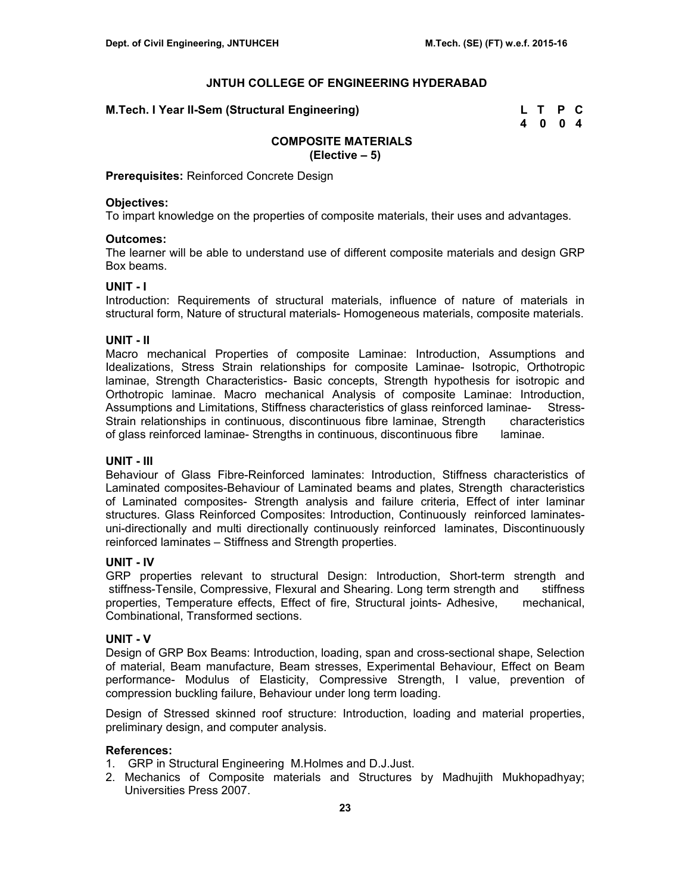# JNTUH COLLEGE OF ENGINEERING HYDERABAD

**M.Tech. I Year II-Sem (Structural Engineering)**

| L | T | P | C |
|---|---|---|---|
| 4 | 0 | 0 | 4 |

## COMPOSITE MATERIALS
**(Elective – 5)**

**Prerequisites:** Reinforced Concrete Design

**Objectives:**
To impart knowledge on the properties of composite materials, their uses and advantages.

**Outcomes:**
The learner will be able to understand use of different composite materials and design GRP Box beams.

**UNIT - I**
Introduction: Requirements of structural materials, influence of nature of materials in structural form, Nature of structural materials- Homogeneous materials, composite materials.

**UNIT - II**
Macro mechanical Properties of composite Laminae: Introduction, Assumptions and Idealizations, Stress Strain relationships for composite Laminae- Isotropic, Orthotropic laminae, Strength Characteristics- Basic concepts, Strength hypothesis for isotropic and Orthotropic laminae. Macro mechanical Analysis of composite Laminae: Introduction, Assumptions and Limitations, Stiffness characteristics of glass reinforced laminae- Stress-Strain relationships in continuous, discontinuous fibre laminae, Strength characteristics of glass reinforced laminae- Strengths in continuous, discontinuous fibre laminae.

**UNIT - III**
Behaviour of Glass Fibre-Reinforced laminates: Introduction, Stiffness characteristics of Laminated composites-Behaviour of Laminated beams and plates, Strength characteristics of Laminated composites- Strength analysis and failure criteria, Effect of inter laminar structures. Glass Reinforced Composites: Introduction, Continuously reinforced laminates- uni-directionally and multi directionally continuously reinforced laminates, Discontinuously reinforced laminates – Stiffness and Strength properties.

**UNIT - IV**
GRP properties relevant to structural Design: Introduction, Short-term strength and stiffness-Tensile, Compressive, Flexural and Shearing. Long term strength and stiffness properties, Temperature effects, Effect of fire, Structural joints- Adhesive, mechanical, Combinational, Transformed sections.

**UNIT - V**
Design of GRP Box Beams: Introduction, loading, span and cross-sectional shape, Selection of material, Beam manufacture, Beam stresses, Experimental Behaviour, Effect on Beam performance- Modulus of Elasticity, Compressive Strength, I value, prevention of compression buckling failure, Behaviour under long term loading.

Design of Stressed skinned roof structure: Introduction, loading and material properties, preliminary design, and computer analysis.

**References:**
1. GRP in Structural Engineering M.Holmes and D.J.Just.
2. Mechanics of Composite materials and Structures by Madhujith Mukhopadhyay; Universities Press 2007.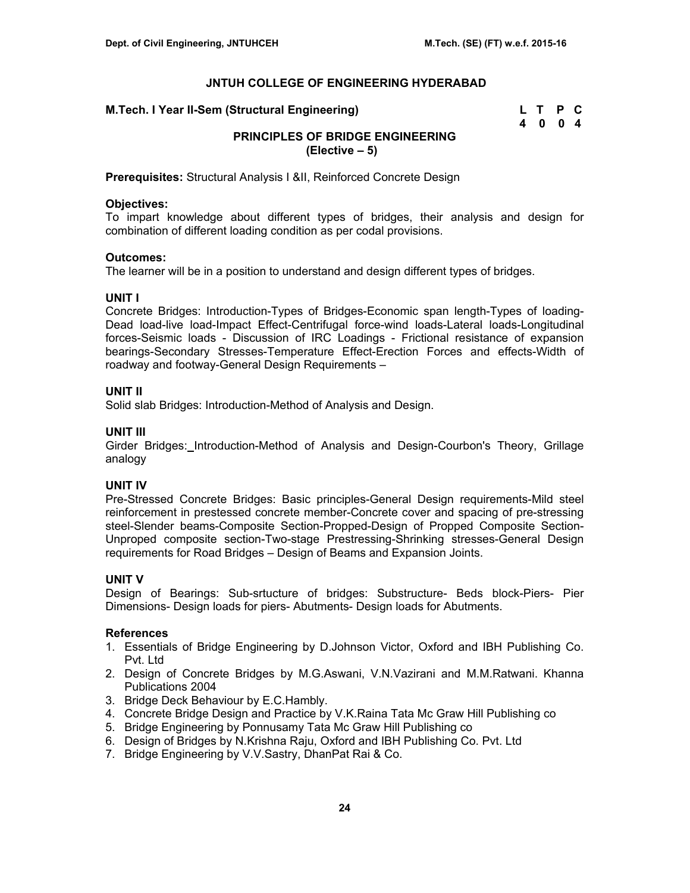# JNTUH COLLEGE OF ENGINEERING HYDERABAD

**M.Tech. I Year II-Sem (Structural Engineering)**

| L | T | P | C |
|---|---|---|---|
| 4 | 0 | 0 | 4 |

## PRINCIPLES OF BRIDGE ENGINEERING
**(Elective – 5)**

**Prerequisites:** Structural Analysis I &II, Reinforced Concrete Design

**Objectives:**
To impart knowledge about different types of bridges, their analysis and design for combination of different loading condition as per codal provisions.

**Outcomes:**
The learner will be in a position to understand and design different types of bridges.

**UNIT I**
Concrete Bridges: Introduction-Types of Bridges-Economic span length-Types of loading-Dead load-live load-Impact Effect-Centrifugal force-wind loads-Lateral loads-Longitudinal forces-Seismic loads - Discussion of IRC Loadings - Frictional resistance of expansion bearings-Secondary Stresses-Temperature Effect-Erection Forces and effects-Width of roadway and footway-General Design Requirements –

**UNIT II**
Solid slab Bridges: Introduction-Method of Analysis and Design.

**UNIT III**
Girder Bridges: Introduction-Method of Analysis and Design-Courbon's Theory, Grillage analogy

**UNIT IV**
Pre-Stressed Concrete Bridges: Basic principles-General Design requirements-Mild steel reinforcement in prestessed concrete member-Concrete cover and spacing of pre-stressing steel-Slender beams-Composite Section-Propped-Design of Propped Composite Section-Unproped composite section-Two-stage Prestressing-Shrinking stresses-General Design requirements for Road Bridges – Design of Beams and Expansion Joints.

**UNIT V**
Design of Bearings: Sub-srtucture of bridges: Substructure- Beds block-Piers- Pier Dimensions- Design loads for piers- Abutments- Design loads for Abutments.

**References**
1. Essentials of Bridge Engineering by D.Johnson Victor, Oxford and IBH Publishing Co. Pvt. Ltd
2. Design of Concrete Bridges by M.G.Aswani, V.N.Vazirani and M.M.Ratwani. Khanna Publications 2004
3. Bridge Deck Behaviour by E.C.Hambly.
4. Concrete Bridge Design and Practice by V.K.Raina Tata Mc Graw Hill Publishing co
5. Bridge Engineering by Ponnusamy Tata Mc Graw Hill Publishing co
6. Design of Bridges by N.Krishna Raju, Oxford and IBH Publishing Co. Pvt. Ltd
7. Bridge Engineering by V.V.Sastry, DhanPat Rai & Co.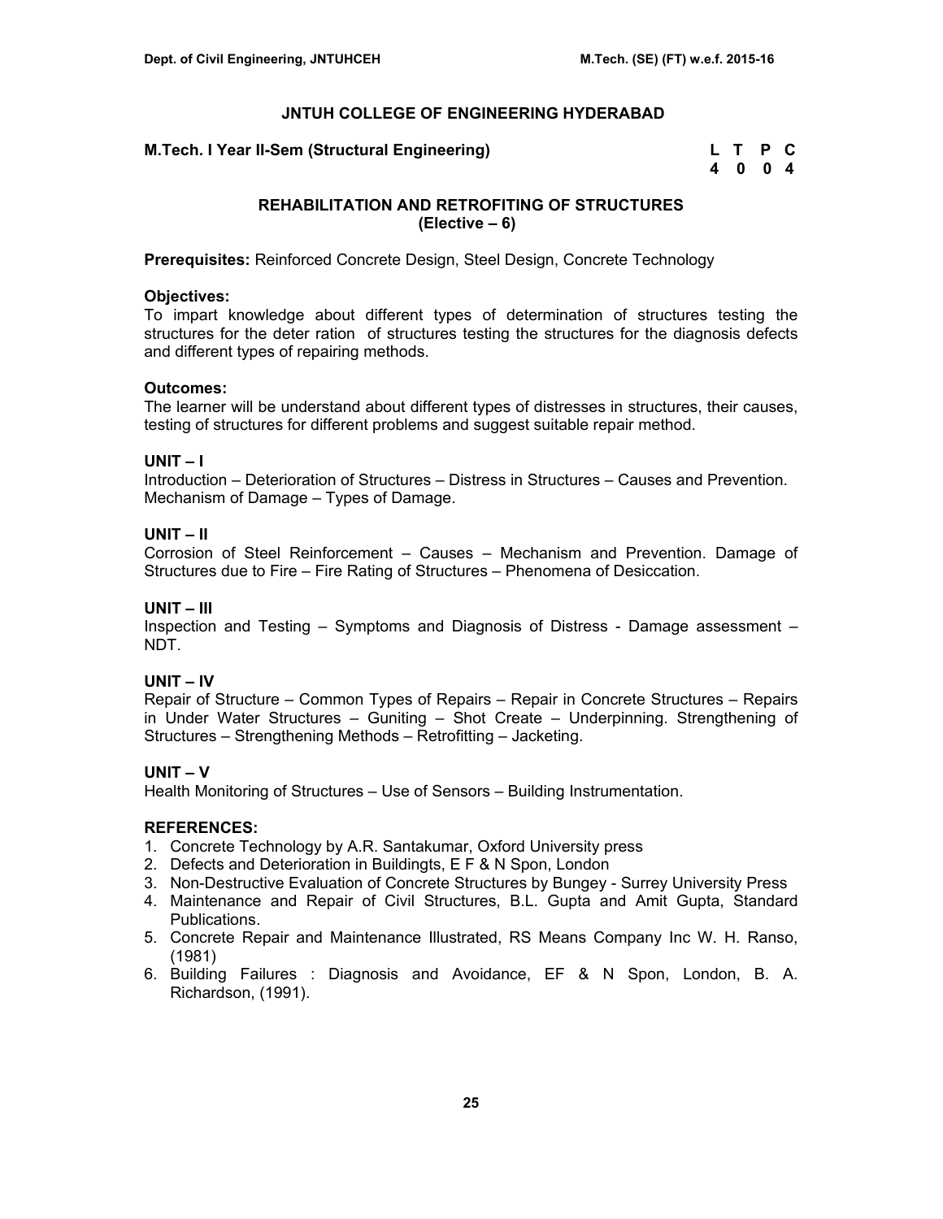# JNTUH COLLEGE OF ENGINEERING HYDERABAD

**M.Tech. I Year II-Sem (Structural Engineering)**

| L | T | P | C |
|---|---|---|---|
| 4 | 0 | 0 | 4 |

## REHABILITATION AND RETROFITING OF STRUCTURES
## (Elective – 6)

**Prerequisites:** Reinforced Concrete Design, Steel Design, Concrete Technology

**Objectives:**
To impart knowledge about different types of determination of structures testing the structures for the deter ration of structures testing the structures for the diagnosis defects and different types of repairing methods.

**Outcomes:**
The learner will be understand about different types of distresses in structures, their causes, testing of structures for different problems and suggest suitable repair method.

**UNIT – I**
Introduction – Deterioration of Structures – Distress in Structures – Causes and Prevention. Mechanism of Damage – Types of Damage.

**UNIT – II**
Corrosion of Steel Reinforcement – Causes – Mechanism and Prevention. Damage of Structures due to Fire – Fire Rating of Structures – Phenomena of Desiccation.

**UNIT – III**
Inspection and Testing – Symptoms and Diagnosis of Distress - Damage assessment – NDT.

**UNIT – IV**
Repair of Structure – Common Types of Repairs – Repair in Concrete Structures – Repairs in Under Water Structures – Guniting – Shot Create – Underpinning. Strengthening of Structures – Strengthening Methods – Retrofitting – Jacketing.

**UNIT – V**
Health Monitoring of Structures – Use of Sensors – Building Instrumentation.

**REFERENCES:**
1. Concrete Technology by A.R. Santakumar, Oxford University press
2. Defects and Deterioration in Buildingts, E F & N Spon, London
3. Non-Destructive Evaluation of Concrete Structures by Bungey - Surrey University Press
4. Maintenance and Repair of Civil Structures, B.L. Gupta and Amit Gupta, Standard Publications.
5. Concrete Repair and Maintenance Illustrated, RS Means Company Inc W. H. Ranso, (1981)
6. Building Failures : Diagnosis and Avoidance, EF & N Spon, London, B. A. Richardson, (1991).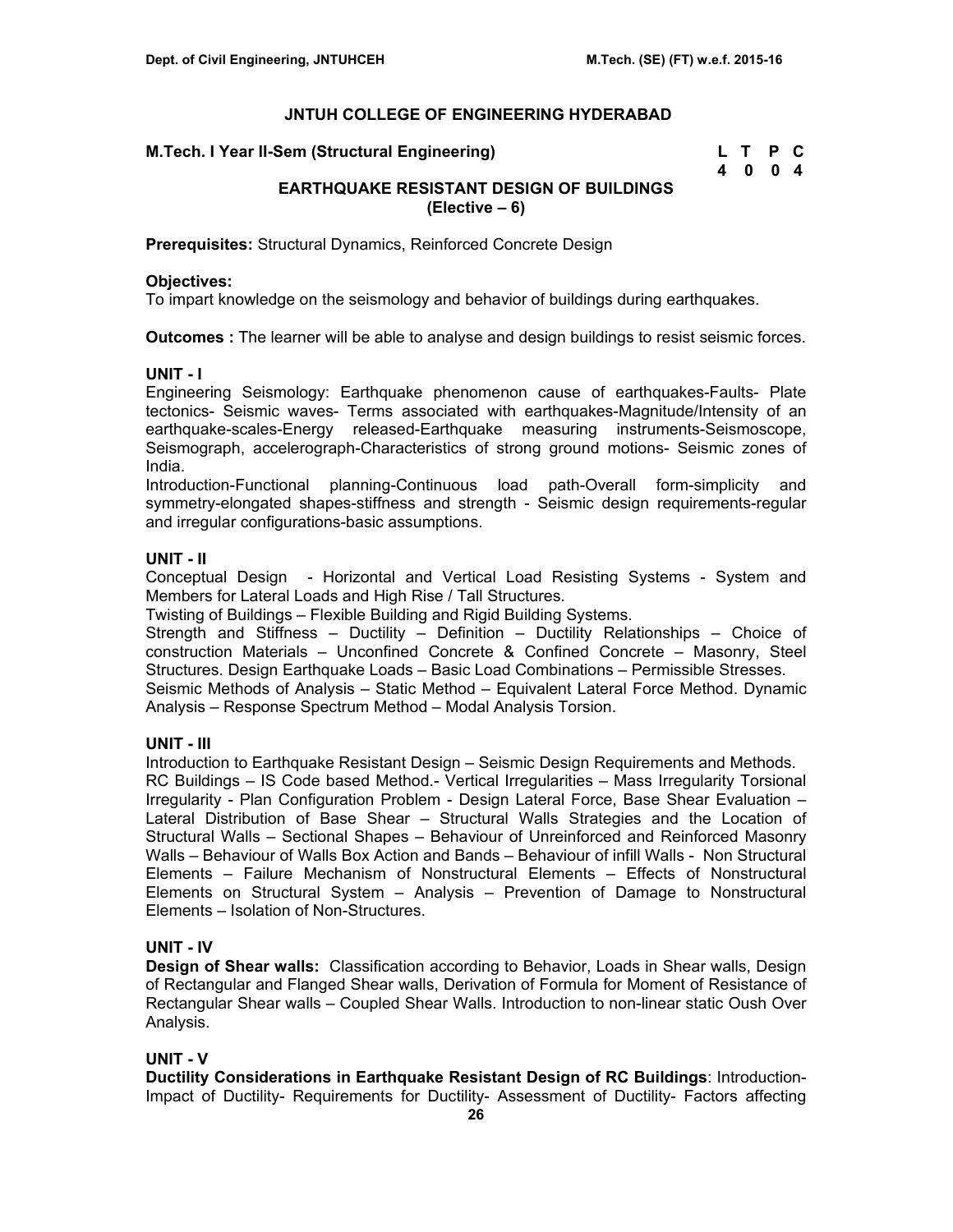# JNTUH COLLEGE OF ENGINEERING HYDERABAD

**M.Tech. I Year II-Sem (Structural Engineering)**

| L | T | P | C |
|---|---|---|---|
| 4 | 0 | 0 | 4 |

## EARTHQUAKE RESISTANT DESIGN OF BUILDINGS
## (Elective – 6)

**Prerequisites:** Structural Dynamics, Reinforced Concrete Design

**Objectives:**
To impart knowledge on the seismology and behavior of buildings during earthquakes.

**Outcomes :** The learner will be able to analyse and design buildings to resist seismic forces.

### UNIT - I

Engineering Seismology: Earthquake phenomenon cause of earthquakes-Faults- Plate tectonics- Seismic waves- Terms associated with earthquakes-Magnitude/Intensity of an earthquake-scales-Energy released-Earthquake measuring instruments-Seismoscope, Seismograph, accelerograph-Characteristics of strong ground motions- Seismic zones of India.

Introduction-Functional planning-Continuous load path-Overall form-simplicity and symmetry-elongated shapes-stiffness and strength - Seismic design requirements-regular and irregular configurations-basic assumptions.

### UNIT - II

Conceptual Design - Horizontal and Vertical Load Resisting Systems - System and Members for Lateral Loads and High Rise / Tall Structures.

Twisting of Buildings – Flexible Building and Rigid Building Systems.

Strength and Stiffness – Ductility – Definition – Ductility Relationships – Choice of construction Materials – Unconfined Concrete & Confined Concrete – Masonry, Steel Structures. Design Earthquake Loads – Basic Load Combinations – Permissible Stresses.

Seismic Methods of Analysis – Static Method – Equivalent Lateral Force Method. Dynamic Analysis – Response Spectrum Method – Modal Analysis Torsion.

### UNIT - III

Introduction to Earthquake Resistant Design – Seismic Design Requirements and Methods.

RC Buildings – IS Code based Method.- Vertical Irregularities – Mass Irregularity Torsional Irregularity - Plan Configuration Problem - Design Lateral Force, Base Shear Evaluation – Lateral Distribution of Base Shear – Structural Walls Strategies and the Location of Structural Walls – Sectional Shapes – Behaviour of Unreinforced and Reinforced Masonry Walls – Behaviour of Walls Box Action and Bands – Behaviour of infill Walls - Non Structural Elements – Failure Mechanism of Nonstructural Elements – Effects of Nonstructural Elements on Structural System – Analysis – Prevention of Damage to Nonstructural Elements – Isolation of Non-Structures.

### UNIT - IV

**Design of Shear walls:** Classification according to Behavior, Loads in Shear walls, Design of Rectangular and Flanged Shear walls, Derivation of Formula for Moment of Resistance of Rectangular Shear walls – Coupled Shear Walls. Introduction to non-linear static Oush Over Analysis.

### UNIT - V

**Ductility Considerations in Earthquake Resistant Design of RC Buildings**: Introduction-Impact of Ductility- Requirements for Ductility- Assessment of Ductility- Factors affecting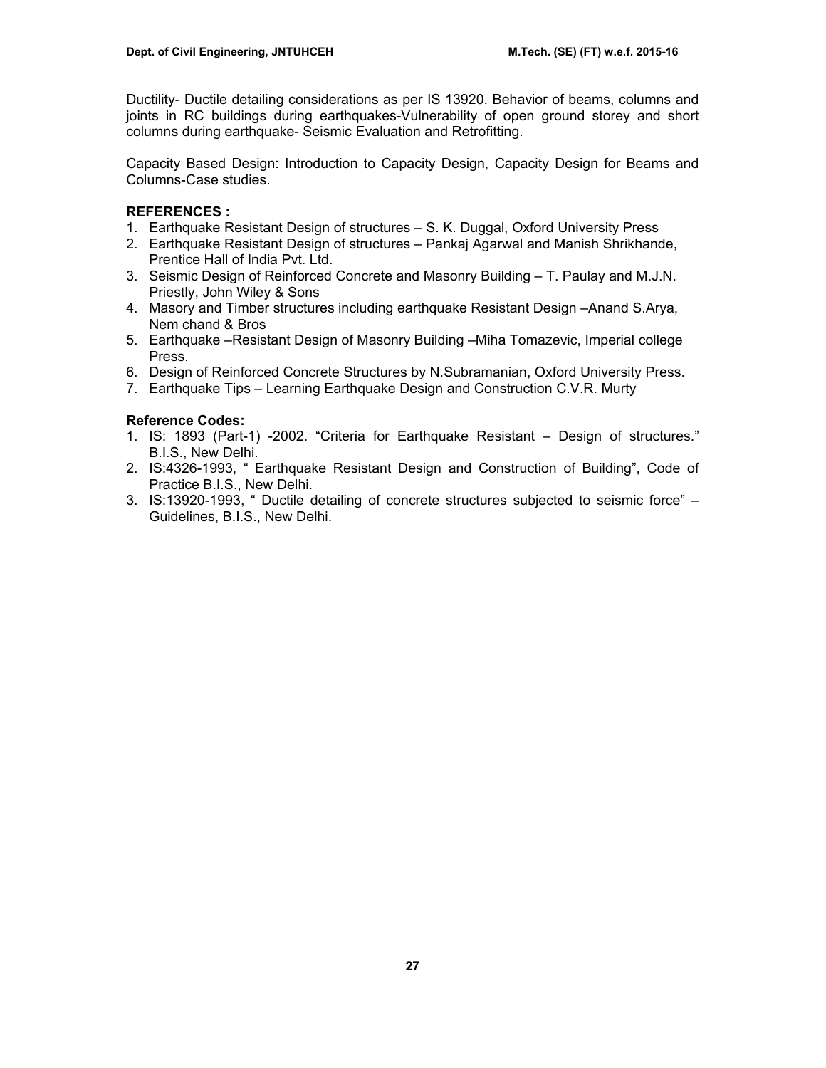Ductility- Ductile detailing considerations as per IS 13920. Behavior of beams, columns and joints in RC buildings during earthquakes-Vulnerability of open ground storey and short columns during earthquake- Seismic Evaluation and Retrofitting.

Capacity Based Design: Introduction to Capacity Design, Capacity Design for Beams and Columns-Case studies.

**REFERENCES :**

1. Earthquake Resistant Design of structures – S. K. Duggal, Oxford University Press
2. Earthquake Resistant Design of structures – Pankaj Agarwal and Manish Shrikhande, Prentice Hall of India Pvt. Ltd.
3. Seismic Design of Reinforced Concrete and Masonry Building – T. Paulay and M.J.N. Priestly, John Wiley & Sons
4. Masory and Timber structures including earthquake Resistant Design –Anand S.Arya, Nem chand & Bros
5. Earthquake –Resistant Design of Masonry Building –Miha Tomazevic, Imperial college Press.
6. Design of Reinforced Concrete Structures by N.Subramanian, Oxford University Press.
7. Earthquake Tips – Learning Earthquake Design and Construction C.V.R. Murty

**Reference Codes:**

1. IS: 1893 (Part-1) -2002. "Criteria for Earthquake Resistant – Design of structures." B.I.S., New Delhi.
2. IS:4326-1993, " Earthquake Resistant Design and Construction of Building", Code of Practice B.I.S., New Delhi.
3. IS:13920-1993, " Ductile detailing of concrete structures subjected to seismic force" – Guidelines, B.I.S., New Delhi.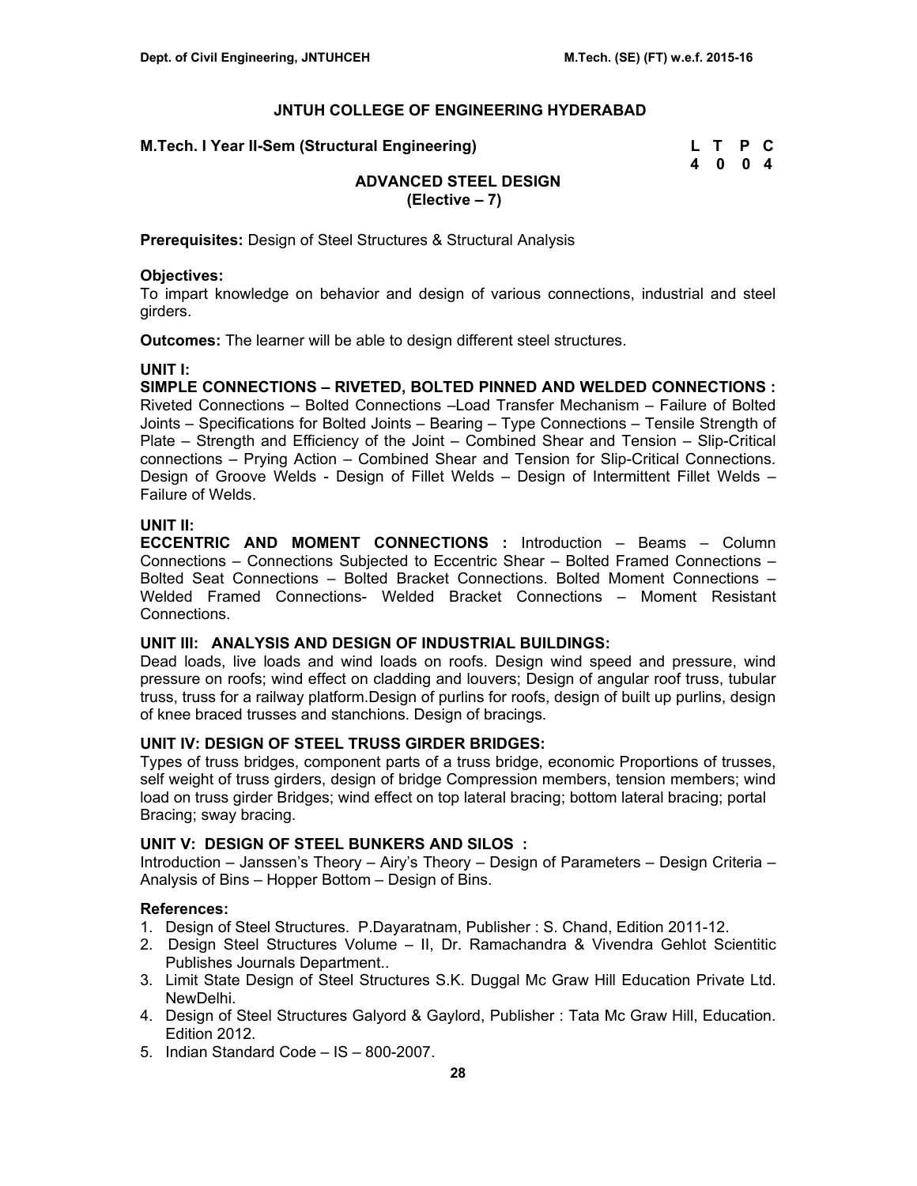# JNTUH COLLEGE OF ENGINEERING HYDERABAD

**M.Tech. I Year II-Sem (Structural Engineering)**

| L | T | P | C |
|---|---|---|---|
| 4 | 0 | 0 | 4 |

## ADVANCED STEEL DESIGN
**(Elective – 7)**

**Prerequisites:** Design of Steel Structures & Structural Analysis

**Objectives:**
To impart knowledge on behavior and design of various connections, industrial and steel girders.

**Outcomes:** The learner will be able to design different steel structures.

**UNIT I:**
**SIMPLE CONNECTIONS – RIVETED, BOLTED PINNED AND WELDED CONNECTIONS :** Riveted Connections – Bolted Connections –Load Transfer Mechanism – Failure of Bolted Joints – Specifications for Bolted Joints – Bearing – Type Connections – Tensile Strength of Plate – Strength and Efficiency of the Joint – Combined Shear and Tension – Slip-Critical connections – Prying Action – Combined Shear and Tension for Slip-Critical Connections. Design of Groove Welds - Design of Fillet Welds – Design of Intermittent Fillet Welds – Failure of Welds.

**UNIT II:**
**ECCENTRIC AND MOMENT CONNECTIONS :** Introduction – Beams – Column Connections – Connections Subjected to Eccentric Shear – Bolted Framed Connections – Bolted Seat Connections – Bolted Bracket Connections. Bolted Moment Connections – Welded Framed Connections- Welded Bracket Connections – Moment Resistant Connections.

**UNIT III: ANALYSIS AND DESIGN OF INDUSTRIAL BUILDINGS:**
Dead loads, live loads and wind loads on roofs. Design wind speed and pressure, wind pressure on roofs; wind effect on cladding and louvers; Design of angular roof truss, tubular truss, truss for a railway platform.Design of purlins for roofs, design of built up purlins, design of knee braced trusses and stanchions. Design of bracings.

**UNIT IV: DESIGN OF STEEL TRUSS GIRDER BRIDGES:**
Types of truss bridges, component parts of a truss bridge, economic Proportions of trusses, self weight of truss girders, design of bridge Compression members, tension members; wind load on truss girder Bridges; wind effect on top lateral bracing; bottom lateral bracing; portal Bracing; sway bracing.

**UNIT V: DESIGN OF STEEL BUNKERS AND SILOS :**
Introduction – Janssen's Theory – Airy's Theory – Design of Parameters – Design Criteria – Analysis of Bins – Hopper Bottom – Design of Bins.

**References:**
1. Design of Steel Structures. P.Dayaratnam, Publisher : S. Chand, Edition 2011-12.
2. Design Steel Structures Volume – II, Dr. Ramachandra & Vivendra Gehlot Scientitic Publishes Journals Department..
3. Limit State Design of Steel Structures S.K. Duggal Mc Graw Hill Education Private Ltd. NewDelhi.
4. Design of Steel Structures Galyord & Gaylord, Publisher : Tata Mc Graw Hill, Education. Edition 2012.
5. Indian Standard Code – IS – 800-2007.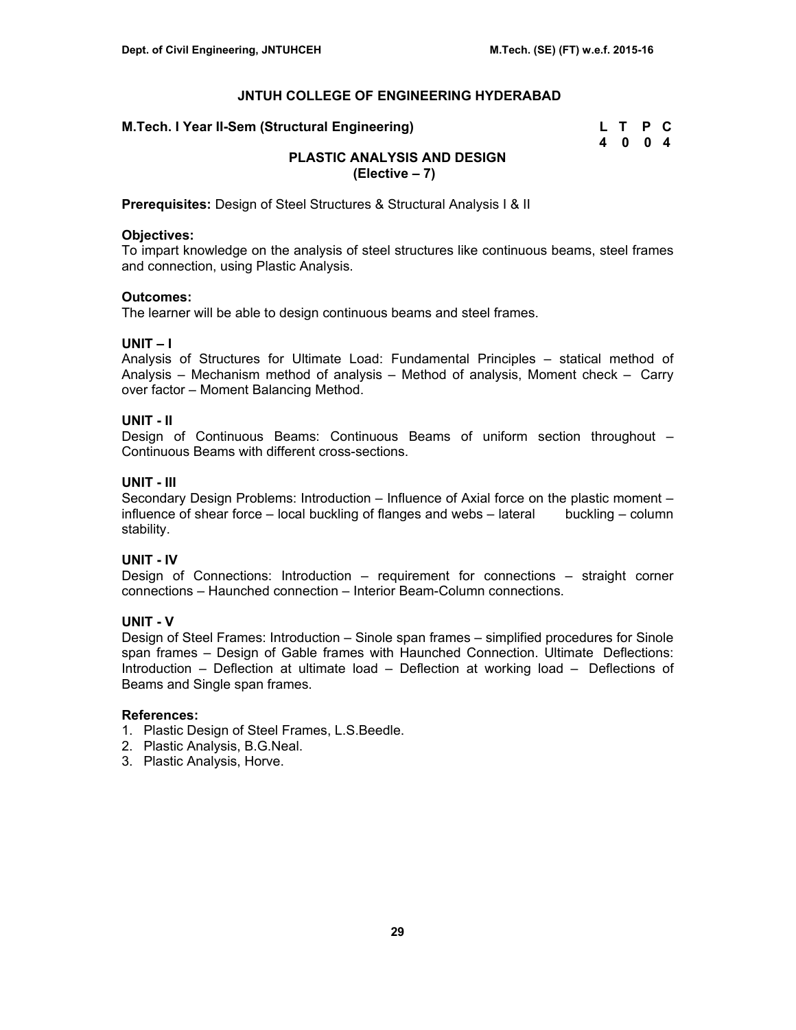# JNTUH COLLEGE OF ENGINEERING HYDERABAD

**M.Tech. I Year II-Sem (Structural Engineering)**

| L | T | P | C |
|---|---|---|---|
| 4 | 0 | 0 | 4 |

## PLASTIC ANALYSIS AND DESIGN
## (Elective – 7)

**Prerequisites:** Design of Steel Structures & Structural Analysis I & II

**Objectives:**
To impart knowledge on the analysis of steel structures like continuous beams, steel frames and connection, using Plastic Analysis.

**Outcomes:**
The learner will be able to design continuous beams and steel frames.

**UNIT – I**
Analysis of Structures for Ultimate Load: Fundamental Principles – statical method of Analysis – Mechanism method of analysis – Method of analysis, Moment check – Carry over factor – Moment Balancing Method.

**UNIT - II**
Design of Continuous Beams: Continuous Beams of uniform section throughout – Continuous Beams with different cross-sections.

**UNIT - III**
Secondary Design Problems: Introduction – Influence of Axial force on the plastic moment – influence of shear force – local buckling of flanges and webs – lateral buckling – column stability.

**UNIT - IV**
Design of Connections: Introduction – requirement for connections – straight corner connections – Haunched connection – Interior Beam-Column connections.

**UNIT - V**
Design of Steel Frames: Introduction – Sinole span frames – simplified procedures for Sinole span frames – Design of Gable frames with Haunched Connection. Ultimate Deflections: Introduction – Deflection at ultimate load – Deflection at working load – Deflections of Beams and Single span frames.

**References:**
1. Plastic Design of Steel Frames, L.S.Beedle.
2. Plastic Analysis, B.G.Neal.
3. Plastic Analysis, Horve.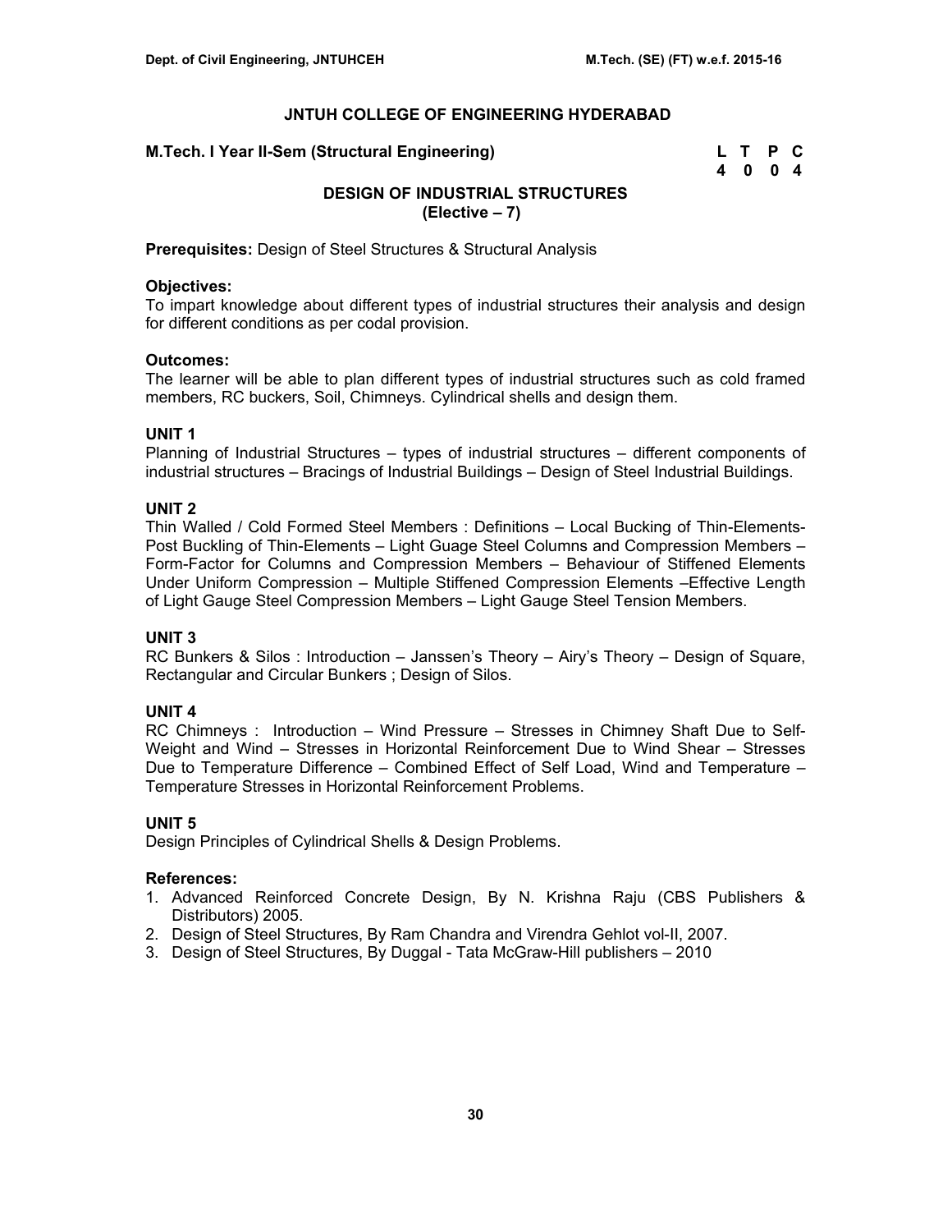# JNTUH COLLEGE OF ENGINEERING HYDERABAD

**M.Tech. I Year II-Sem (Structural Engineering)**

| L | T | P | C |
|---|---|---|---|
| 4 | 0 | 0 | 4 |

## DESIGN OF INDUSTRIAL STRUCTURES
### (Elective – 7)

**Prerequisites:** Design of Steel Structures & Structural Analysis

**Objectives:**
To impart knowledge about different types of industrial structures their analysis and design for different conditions as per codal provision.

**Outcomes:**
The learner will be able to plan different types of industrial structures such as cold framed members, RC buckers, Soil, Chimneys. Cylindrical shells and design them.

**UNIT 1**
Planning of Industrial Structures – types of industrial structures – different components of industrial structures – Bracings of Industrial Buildings – Design of Steel Industrial Buildings.

**UNIT 2**
Thin Walled / Cold Formed Steel Members : Definitions – Local Bucking of Thin-Elements- Post Buckling of Thin-Elements – Light Guage Steel Columns and Compression Members – Form-Factor for Columns and Compression Members – Behaviour of Stiffened Elements Under Uniform Compression – Multiple Stiffened Compression Elements –Effective Length of Light Gauge Steel Compression Members – Light Gauge Steel Tension Members.

**UNIT 3**
RC Bunkers & Silos : Introduction – Janssen's Theory – Airy's Theory – Design of Square, Rectangular and Circular Bunkers ; Design of Silos.

**UNIT 4**
RC Chimneys : Introduction – Wind Pressure – Stresses in Chimney Shaft Due to Self-Weight and Wind – Stresses in Horizontal Reinforcement Due to Wind Shear – Stresses Due to Temperature Difference – Combined Effect of Self Load, Wind and Temperature – Temperature Stresses in Horizontal Reinforcement Problems.

**UNIT 5**
Design Principles of Cylindrical Shells & Design Problems.

**References:**
1. Advanced Reinforced Concrete Design, By N. Krishna Raju (CBS Publishers & Distributors) 2005.
2. Design of Steel Structures, By Ram Chandra and Virendra Gehlot vol-II, 2007.
3. Design of Steel Structures, By Duggal - Tata McGraw-Hill publishers – 2010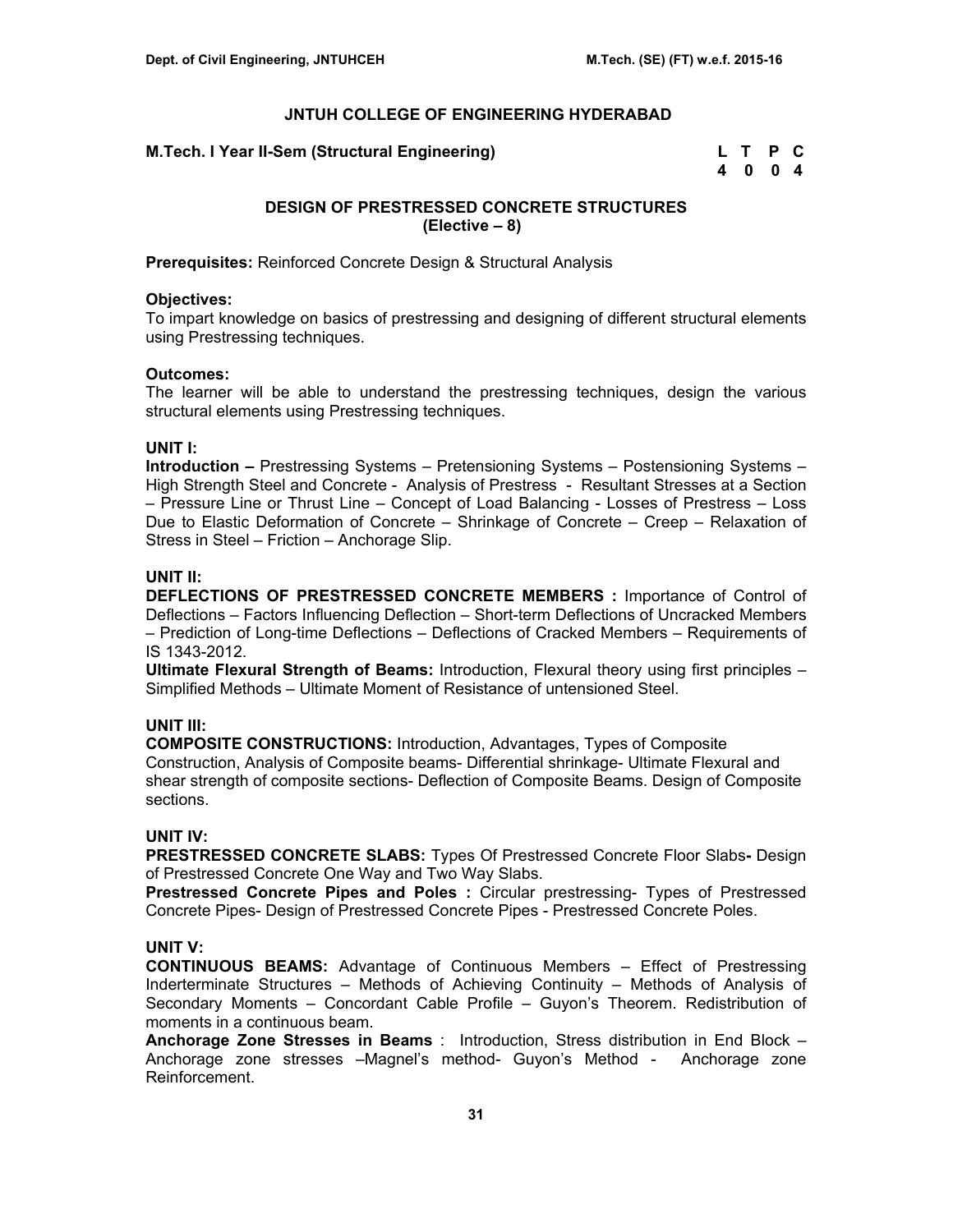# JNTUH COLLEGE OF ENGINEERING HYDERABAD

**M.Tech. I Year II-Sem (Structural Engineering)**

| L | T | P | C |
|---|---|---|---|
| 4 | 0 | 0 | 4 |

## DESIGN OF PRESTRESSED CONCRETE STRUCTURES
## (Elective – 8)

**Prerequisites:** Reinforced Concrete Design & Structural Analysis

**Objectives:**
To impart knowledge on basics of prestressing and designing of different structural elements using Prestressing techniques.

**Outcomes:**
The learner will be able to understand the prestressing techniques, design the various structural elements using Prestressing techniques.

**UNIT I:**
**Introduction –** Prestressing Systems – Pretensioning Systems – Postensioning Systems – High Strength Steel and Concrete - Analysis of Prestress - Resultant Stresses at a Section – Pressure Line or Thrust Line – Concept of Load Balancing - Losses of Prestress – Loss Due to Elastic Deformation of Concrete – Shrinkage of Concrete – Creep – Relaxation of Stress in Steel – Friction – Anchorage Slip.

**UNIT II:**
**DEFLECTIONS OF PRESTRESSED CONCRETE MEMBERS :** Importance of Control of Deflections – Factors Influencing Deflection – Short-term Deflections of Uncracked Members – Prediction of Long-time Deflections – Deflections of Cracked Members – Requirements of IS 1343-2012.
**Ultimate Flexural Strength of Beams:** Introduction, Flexural theory using first principles – Simplified Methods – Ultimate Moment of Resistance of untensioned Steel.

**UNIT III:**
**COMPOSITE CONSTRUCTIONS:** Introduction, Advantages, Types of Composite Construction, Analysis of Composite beams- Differential shrinkage- Ultimate Flexural and shear strength of composite sections- Deflection of Composite Beams. Design of Composite sections.

**UNIT IV:**
**PRESTRESSED CONCRETE SLABS:** Types Of Prestressed Concrete Floor Slabs**-** Design of Prestressed Concrete One Way and Two Way Slabs.
**Prestressed Concrete Pipes and Poles :** Circular prestressing- Types of Prestressed Concrete Pipes- Design of Prestressed Concrete Pipes - Prestressed Concrete Poles.

**UNIT V:**
**CONTINUOUS BEAMS:** Advantage of Continuous Members – Effect of Prestressing Inderterminate Structures – Methods of Achieving Continuity – Methods of Analysis of Secondary Moments – Concordant Cable Profile – Guyon's Theorem. Redistribution of moments in a continuous beam.
**Anchorage Zone Stresses in Beams** : Introduction, Stress distribution in End Block – Anchorage zone stresses –Magnel's method- Guyon's Method - Anchorage zone Reinforcement.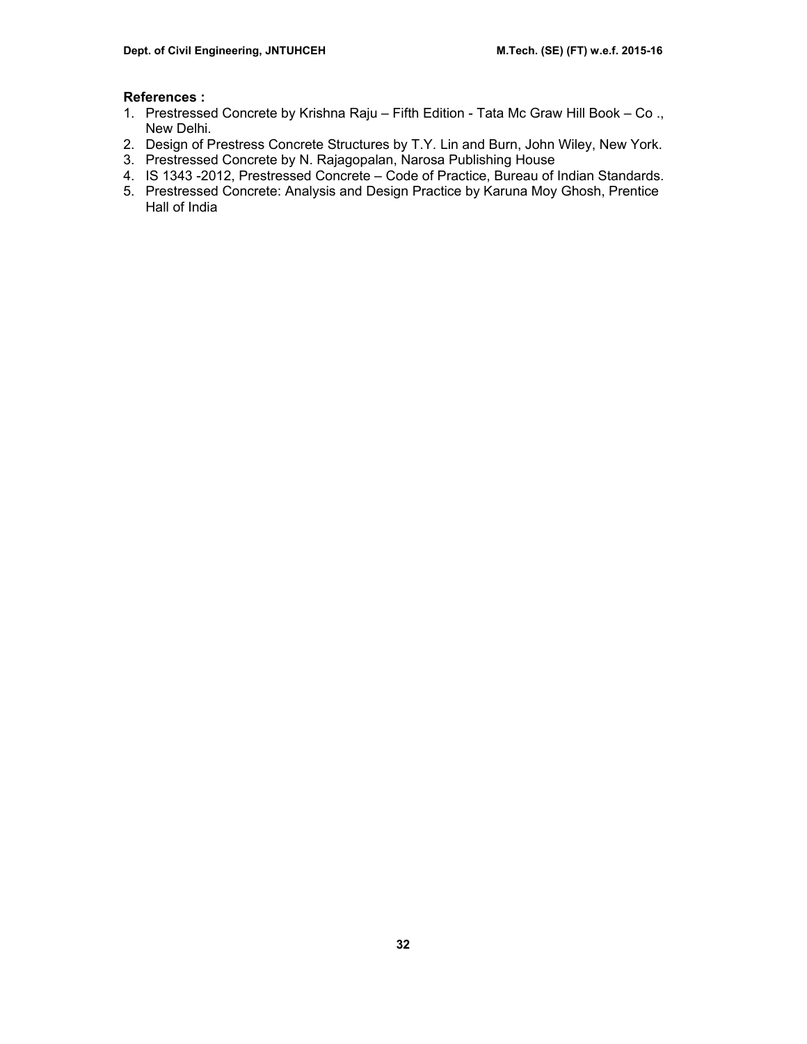**References :**

1. Prestressed Concrete by Krishna Raju – Fifth Edition - Tata Mc Graw Hill Book – Co ., New Delhi.
2. Design of Prestress Concrete Structures by T.Y. Lin and Burn, John Wiley, New York.
3. Prestressed Concrete by N. Rajagopalan, Narosa Publishing House
4. IS 1343 -2012, Prestressed Concrete – Code of Practice, Bureau of Indian Standards.
5. Prestressed Concrete: Analysis and Design Practice by Karuna Moy Ghosh, Prentice Hall of India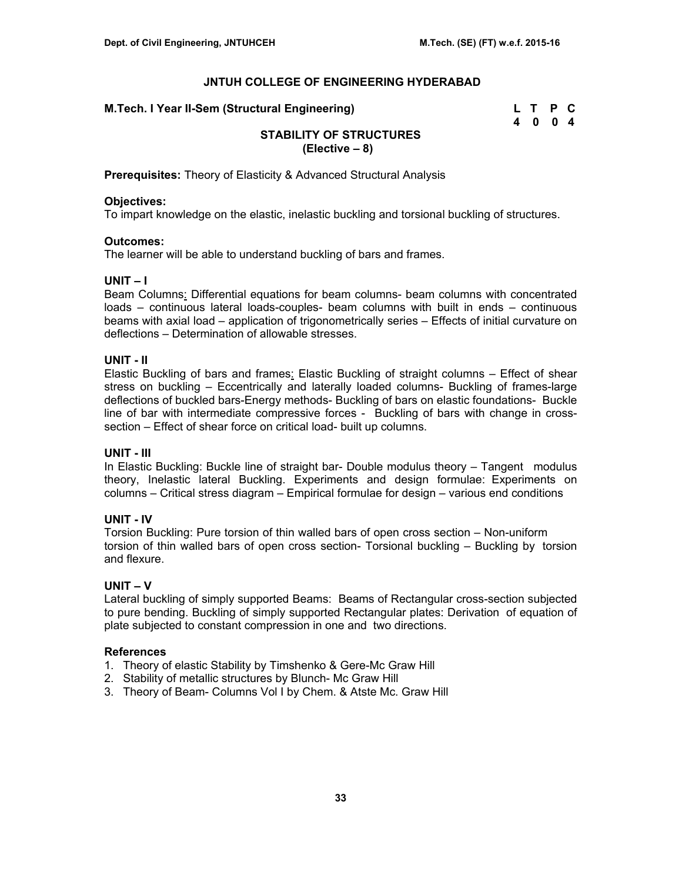# JNTUH COLLEGE OF ENGINEERING HYDERABAD

**M.Tech. I Year II-Sem (Structural Engineering)**

| L | T | P | C |
|---|---|---|---|
| 4 | 0 | 0 | 4 |

## STABILITY OF STRUCTURES
### (Elective – 8)

**Prerequisites:** Theory of Elasticity & Advanced Structural Analysis

**Objectives:**
To impart knowledge on the elastic, inelastic buckling and torsional buckling of structures.

**Outcomes:**
The learner will be able to understand buckling of bars and frames.

**UNIT – I**

Beam Columns: Differential equations for beam columns- beam columns with concentrated loads – continuous lateral loads-couples- beam columns with built in ends – continuous beams with axial load – application of trigonometrically series – Effects of initial curvature on deflections – Determination of allowable stresses.

**UNIT - II**

Elastic Buckling of bars and frames: Elastic Buckling of straight columns – Effect of shear stress on buckling – Eccentrically and laterally loaded columns- Buckling of frames-large deflections of buckled bars-Energy methods- Buckling of bars on elastic foundations- Buckle line of bar with intermediate compressive forces - Buckling of bars with change in cross-section – Effect of shear force on critical load- built up columns.

**UNIT - III**

In Elastic Buckling: Buckle line of straight bar- Double modulus theory – Tangent modulus theory, Inelastic lateral Buckling. Experiments and design formulae: Experiments on columns – Critical stress diagram – Empirical formulae for design – various end conditions

**UNIT - IV**

Torsion Buckling: Pure torsion of thin walled bars of open cross section – Non-uniform torsion of thin walled bars of open cross section- Torsional buckling – Buckling by torsion and flexure.

**UNIT – V**

Lateral buckling of simply supported Beams: Beams of Rectangular cross-section subjected to pure bending. Buckling of simply supported Rectangular plates: Derivation of equation of plate subjected to constant compression in one and two directions.

**References**

1. Theory of elastic Stability by Timshenko & Gere-Mc Graw Hill
2. Stability of metallic structures by Blunch- Mc Graw Hill
3. Theory of Beam- Columns Vol I by Chem. & Atste Mc. Graw Hill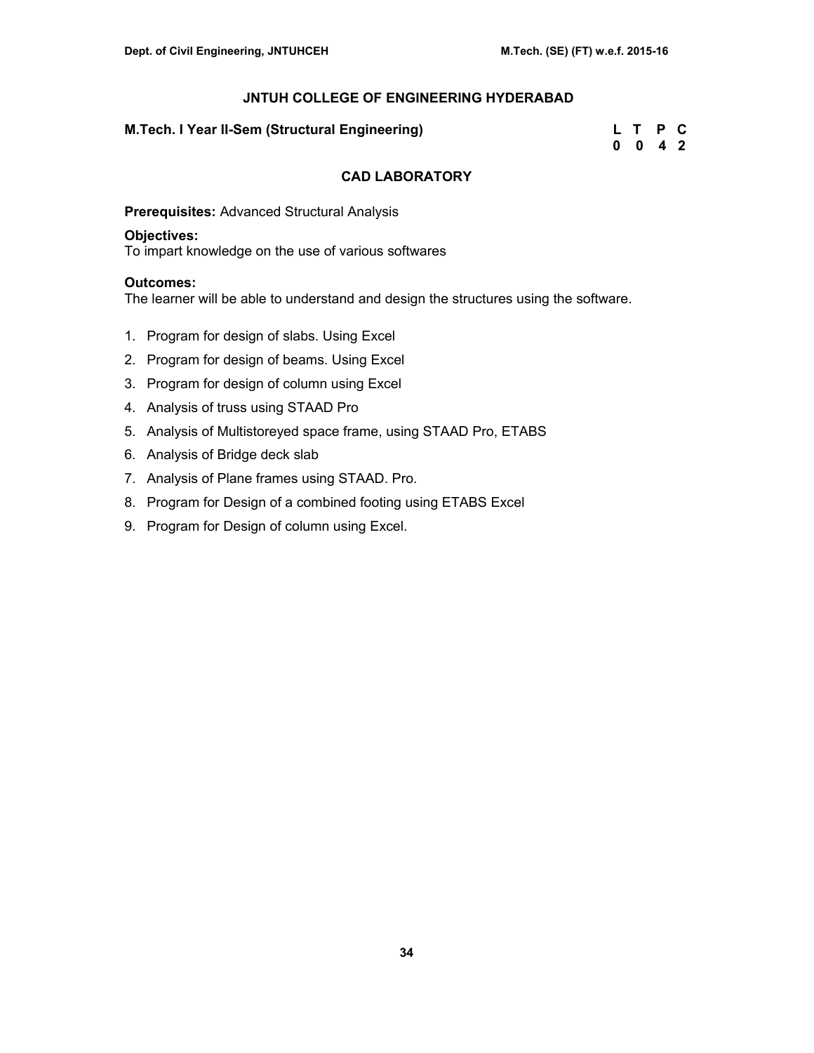# JNTUH COLLEGE OF ENGINEERING HYDERABAD

**M.Tech. I Year II-Sem (Structural Engineering)**

| L | T | P | C |
|---|---|---|---|
| 0 | 0 | 4 | 2 |

## CAD LABORATORY

**Prerequisites:** Advanced Structural Analysis

**Objectives:**
To impart knowledge on the use of various softwares

**Outcomes:**
The learner will be able to understand and design the structures using the software.

1. Program for design of slabs. Using Excel
2. Program for design of beams. Using Excel
3. Program for design of column using Excel
4. Analysis of truss using STAAD Pro
5. Analysis of Multistoreyed space frame, using STAAD Pro, ETABS
6. Analysis of Bridge deck slab
7. Analysis of Plane frames using STAAD. Pro.
8. Program for Design of a combined footing using ETABS Excel
9. Program for Design of column using Excel.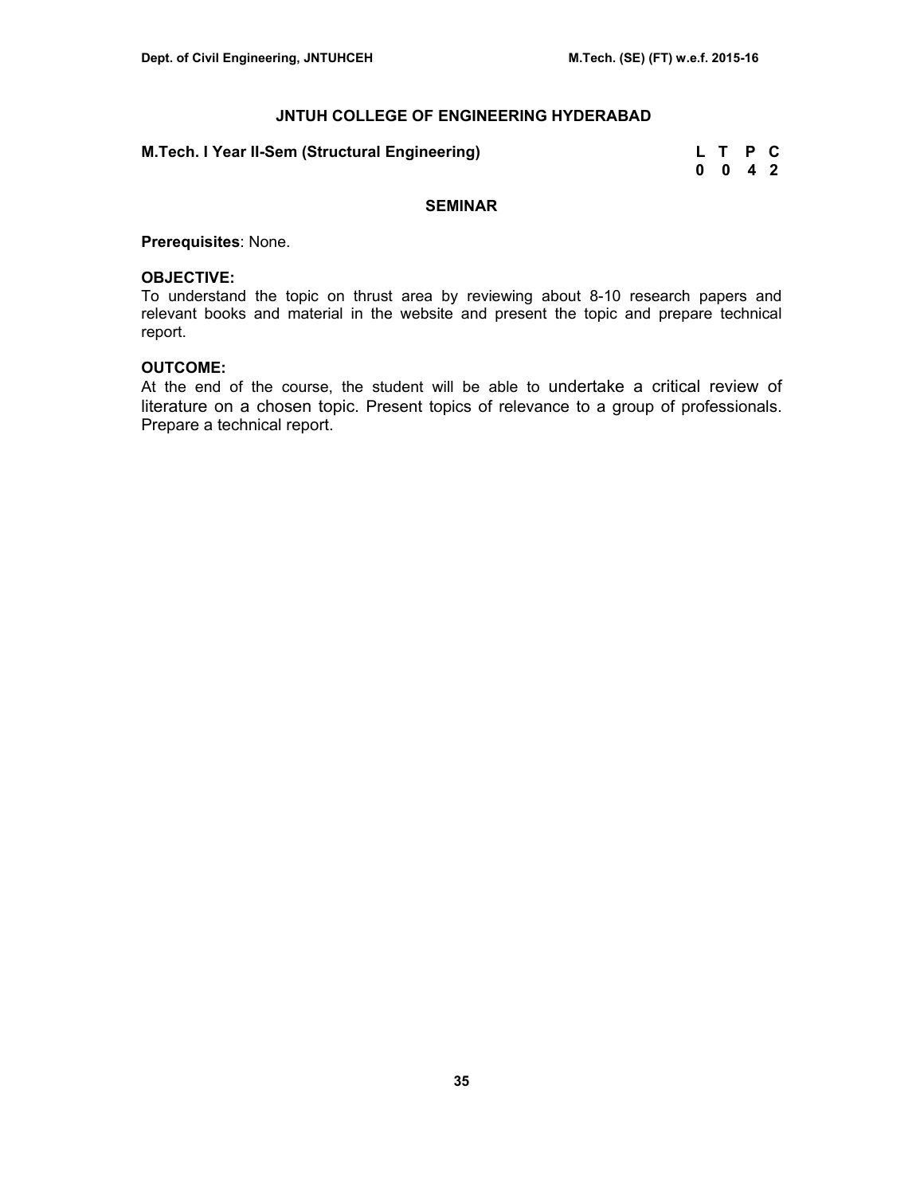## JNTUH COLLEGE OF ENGINEERING HYDERABAD

**M.Tech. I Year II-Sem (Structural Engineering)**

| L | T | P | C |
|---|---|---|---|
| 0 | 0 | 4 | 2 |

### SEMINAR

**Prerequisites**: None.

**OBJECTIVE:**

To understand the topic on thrust area by reviewing about 8-10 research papers and relevant books and material in the website and present the topic and prepare technical report.

**OUTCOME:**

At the end of the course, the student will be able to undertake a critical review of literature on a chosen topic. Present topics of relevance to a group of professionals. Prepare a technical report.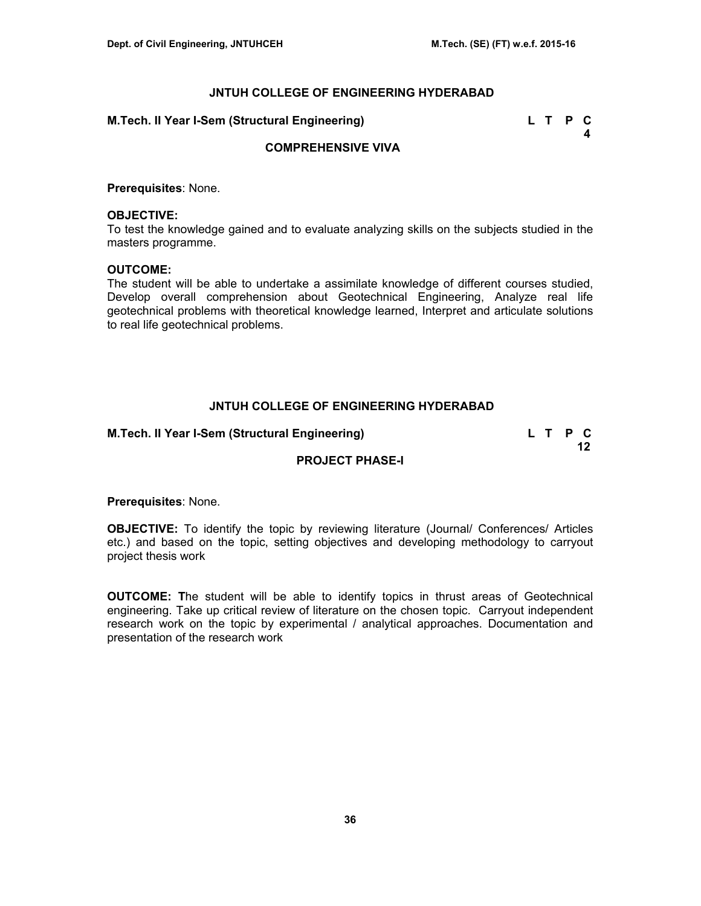## JNTUH COLLEGE OF ENGINEERING HYDERABAD

**M.Tech. II Year I-Sem (Structural Engineering)**

| L | T | P | C |
|---|---|---|---|
| | | | 4 |

### COMPREHENSIVE VIVA

**Prerequisites**: None.

**OBJECTIVE:**
To test the knowledge gained and to evaluate analyzing skills on the subjects studied in the masters programme.

**OUTCOME:**
The student will be able to undertake a assimilate knowledge of different courses studied, Develop overall comprehension about Geotechnical Engineering, Analyze real life geotechnical problems with theoretical knowledge learned, Interpret and articulate solutions to real life geotechnical problems.

## JNTUH COLLEGE OF ENGINEERING HYDERABAD

**M.Tech. II Year I-Sem (Structural Engineering)**

| L | T | P | C |
|---|---|---|---|
| | | | 12 |

### PROJECT PHASE-I

**Prerequisites**: None.

**OBJECTIVE:** To identify the topic by reviewing literature (Journal/ Conferences/ Articles etc.) and based on the topic, setting objectives and developing methodology to carryout project thesis work

**OUTCOME: T**he student will be able to identify topics in thrust areas of Geotechnical engineering. Take up critical review of literature on the chosen topic. Carryout independent research work on the topic by experimental / analytical approaches. Documentation and presentation of the research work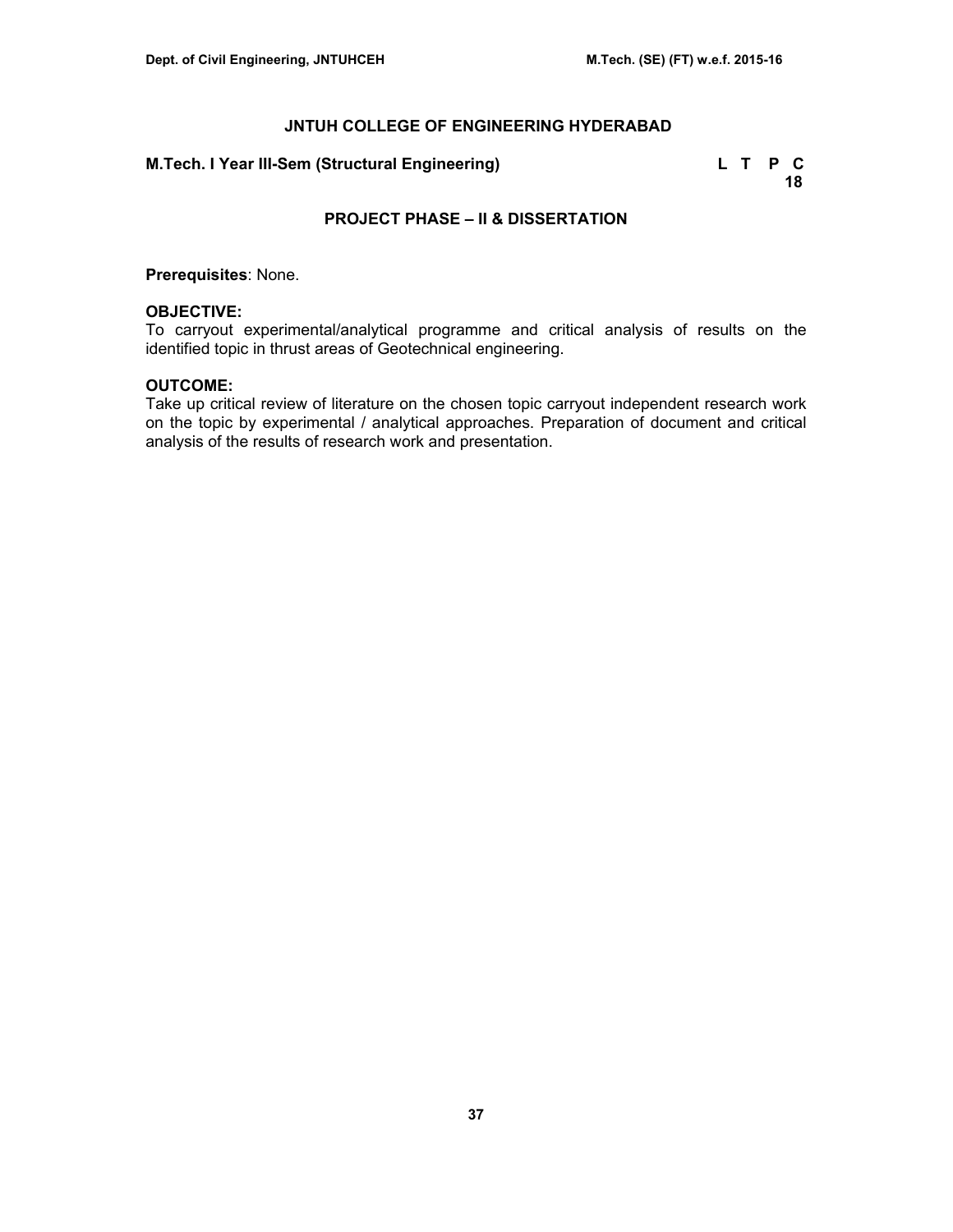## JNTUH COLLEGE OF ENGINEERING HYDERABAD

**M.Tech. I Year III-Sem (Structural Engineering)**

| L | T | P | C |
|---|---|---|---|
| | | | 18 |

### PROJECT PHASE – II & DISSERTATION

**Prerequisites**: None.

**OBJECTIVE:**
To carryout experimental/analytical programme and critical analysis of results on the identified topic in thrust areas of Geotechnical engineering.

**OUTCOME:**
Take up critical review of literature on the chosen topic carryout independent research work on the topic by experimental / analytical approaches. Preparation of document and critical analysis of the results of research work and presentation.